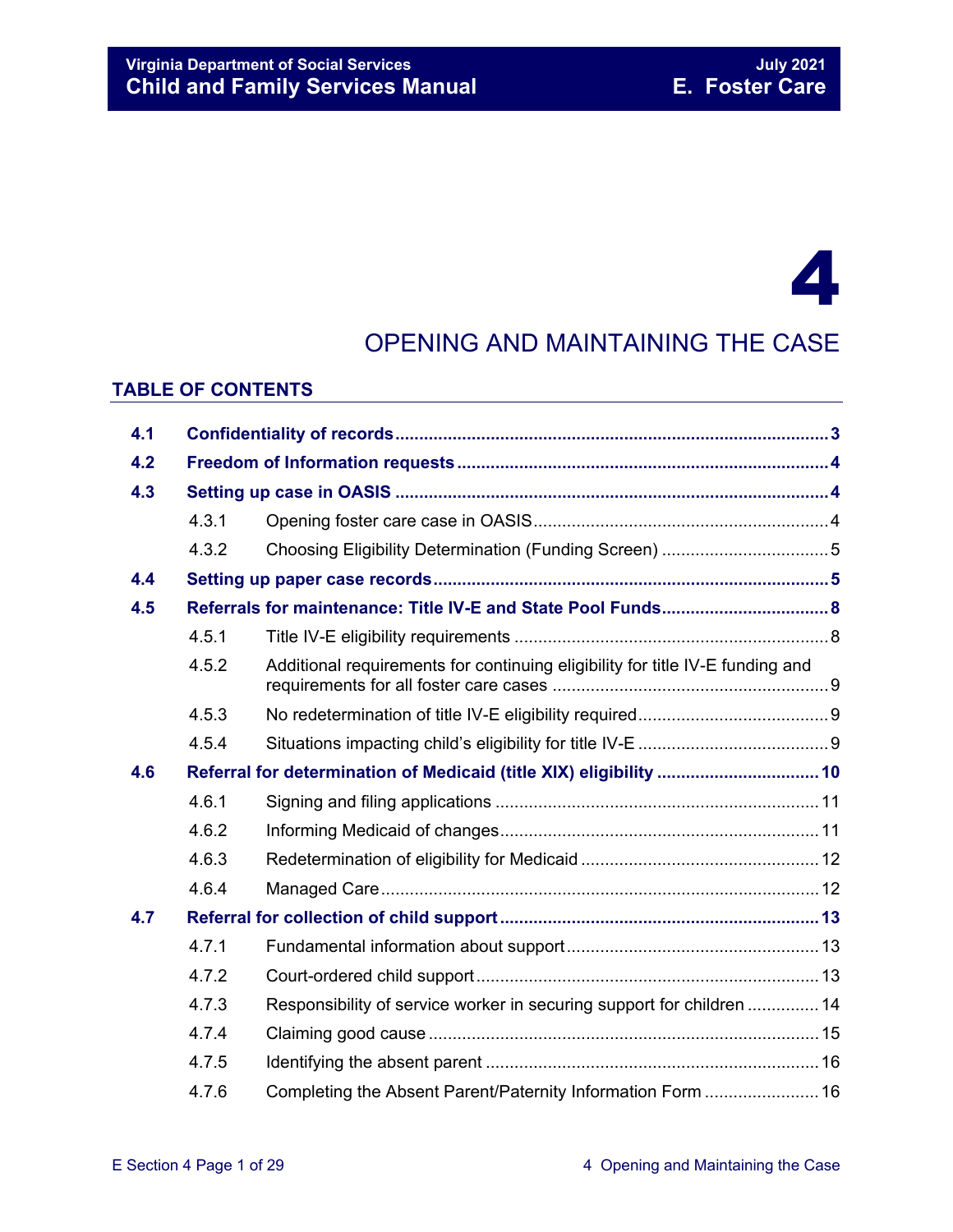# 4

## OPENING AND MAINTAINING THE CASE

### TABLE OF CONTENTS

| | | |
|---|---|---|
| **4.1** | **Confidentiality of records** | **3** |
| **4.2** | **Freedom of Information requests** | **4** |
| **4.3** | **Setting up case in OASIS** | **4** |
| 4.3.1 | Opening foster care case in OASIS | 4 |
| 4.3.2 | Choosing Eligibility Determination (Funding Screen) | 5 |
| **4.4** | **Setting up paper case records** | **5** |
| **4.5** | **Referrals for maintenance: Title IV-E and State Pool Funds** | **8** |
| 4.5.1 | Title IV-E eligibility requirements | 8 |
| 4.5.2 | Additional requirements for continuing eligibility for title IV-E funding and requirements for all foster care cases | 9 |
| 4.5.3 | No redetermination of title IV-E eligibility required | 9 |
| 4.5.4 | Situations impacting child's eligibility for title IV-E | 9 |
| **4.6** | **Referral for determination of Medicaid (title XIX) eligibility** | **10** |
| 4.6.1 | Signing and filing applications | 11 |
| 4.6.2 | Informing Medicaid of changes | 11 |
| 4.6.3 | Redetermination of eligibility for Medicaid | 12 |
| 4.6.4 | Managed Care | 12 |
| **4.7** | **Referral for collection of child support** | **13** |
| 4.7.1 | Fundamental information about support | 13 |
| 4.7.2 | Court-ordered child support | 13 |
| 4.7.3 | Responsibility of service worker in securing support for children | 14 |
| 4.7.4 | Claiming good cause | 15 |
| 4.7.5 | Identifying the absent parent | 16 |
| 4.7.6 | Completing the Absent Parent/Paternity Information Form | 16 |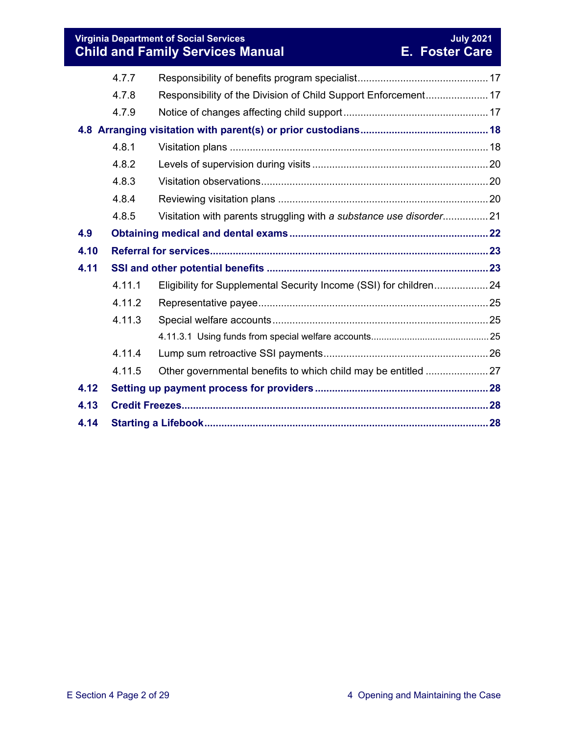| | | |
|---|---|---|
| 4.7.7 | Responsibility of benefits program specialist | 17 |
| 4.7.8 | Responsibility of the Division of Child Support Enforcement | 17 |
| 4.7.9 | Notice of changes affecting child support | 17 |
| **4.8** | **Arranging visitation with parent(s) or prior custodians** | **18** |
| 4.8.1 | Visitation plans | 18 |
| 4.8.2 | Levels of supervision during visits | 20 |
| 4.8.3 | Visitation observations | 20 |
| 4.8.4 | Reviewing visitation plans | 20 |
| 4.8.5 | Visitation with parents struggling with *a substance use disorder* | 21 |
| **4.9** | **Obtaining medical and dental exams** | **22** |
| **4.10** | **Referral for services** | **23** |
| **4.11** | **SSI and other potential benefits** | **23** |
| 4.11.1 | Eligibility for Supplemental Security Income (SSI) for children | 24 |
| 4.11.2 | Representative payee | 25 |
| 4.11.3 | Special welfare accounts | 25 |
| 4.11.3.1 | Using funds from special welfare accounts | 25 |
| 4.11.4 | Lump sum retroactive SSI payments | 26 |
| 4.11.5 | Other governmental benefits to which child may be entitled | 27 |
| **4.12** | **Setting up payment process for providers** | **28** |
| **4.13** | **Credit Freezes** | **28** |
| **4.14** | **Starting a Lifebook** | **28** |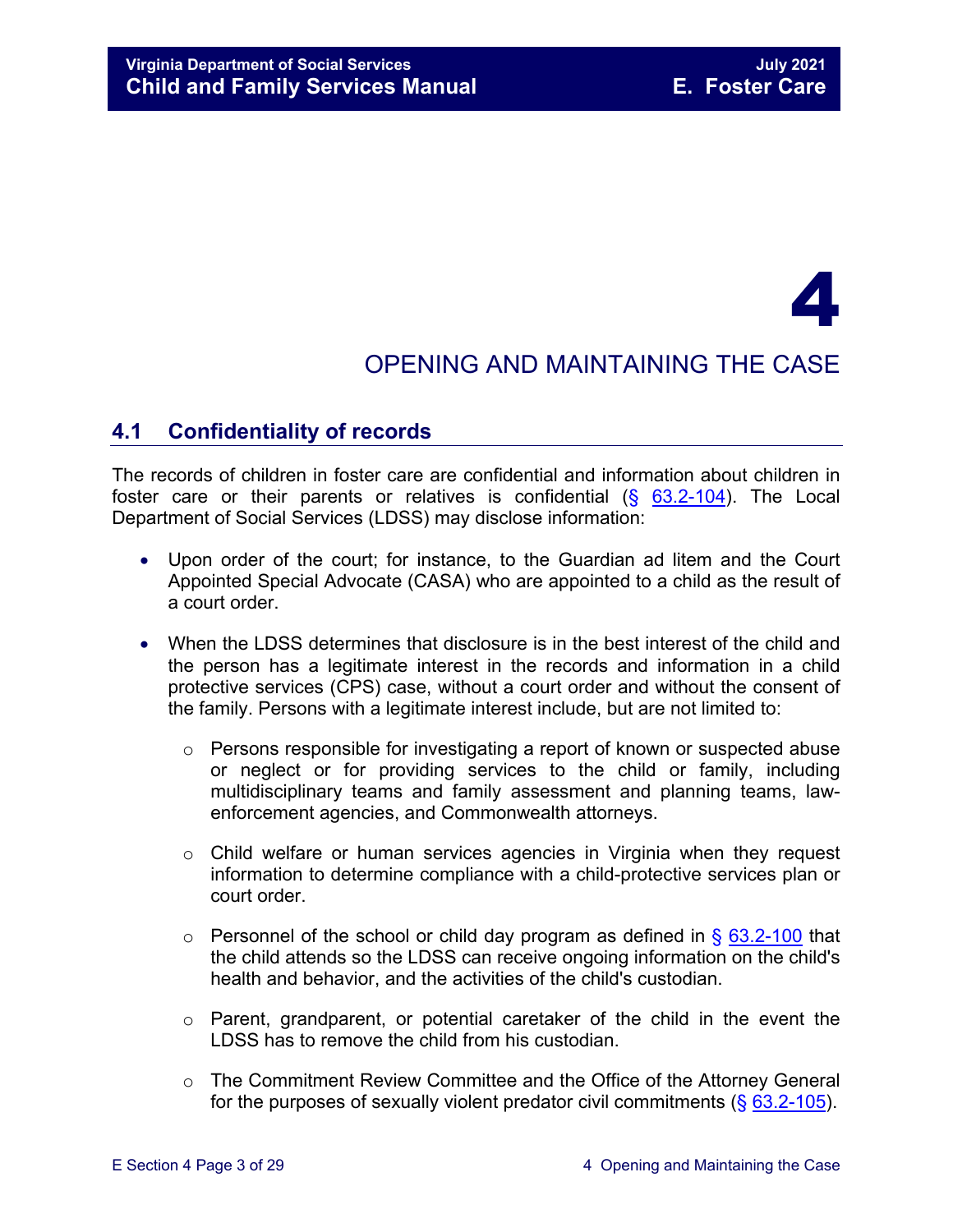# 4

# OPENING AND MAINTAINING THE CASE

## 4.1 Confidentiality of records

The records of children in foster care are confidential and information about children in foster care or their parents or relatives is confidential (§ 63.2-104). The Local Department of Social Services (LDSS) may disclose information:

- Upon order of the court; for instance, to the Guardian ad litem and the Court Appointed Special Advocate (CASA) who are appointed to a child as the result of a court order.

- When the LDSS determines that disclosure is in the best interest of the child and the person has a legitimate interest in the records and information in a child protective services (CPS) case, without a court order and without the consent of the family. Persons with a legitimate interest include, but are not limited to:

  - Persons responsible for investigating a report of known or suspected abuse or neglect or for providing services to the child or family, including multidisciplinary teams and family assessment and planning teams, law-enforcement agencies, and Commonwealth attorneys.

  - Child welfare or human services agencies in Virginia when they request information to determine compliance with a child-protective services plan or court order.

  - Personnel of the school or child day program as defined in § 63.2-100 that the child attends so the LDSS can receive ongoing information on the child's health and behavior, and the activities of the child's custodian.

  - Parent, grandparent, or potential caretaker of the child in the event the LDSS has to remove the child from his custodian.

  - The Commitment Review Committee and the Office of the Attorney General for the purposes of sexually violent predator civil commitments (§ 63.2-105).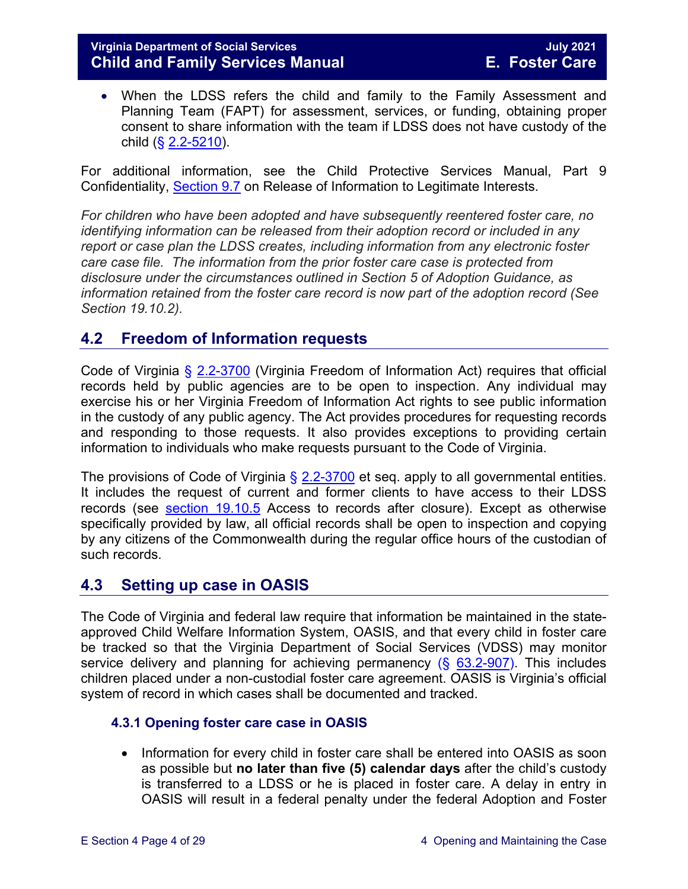- When the LDSS refers the child and family to the Family Assessment and Planning Team (FAPT) for assessment, services, or funding, obtaining proper consent to share information with the team if LDSS does not have custody of the child (§ 2.2-5210).

For additional information, see the Child Protective Services Manual, Part 9 Confidentiality, Section 9.7 on Release of Information to Legitimate Interests.

*For children who have been adopted and have subsequently reentered foster care, no identifying information can be released from their adoption record or included in any report or case plan the LDSS creates, including information from any electronic foster care case file. The information from the prior foster care case is protected from disclosure under the circumstances outlined in Section 5 of Adoption Guidance, as information retained from the foster care record is now part of the adoption record (See Section 19.10.2).*

## 4.2 Freedom of Information requests

Code of Virginia § 2.2-3700 (Virginia Freedom of Information Act) requires that official records held by public agencies are to be open to inspection. Any individual may exercise his or her Virginia Freedom of Information Act rights to see public information in the custody of any public agency. The Act provides procedures for requesting records and responding to those requests. It also provides exceptions to providing certain information to individuals who make requests pursuant to the Code of Virginia.

The provisions of Code of Virginia § 2.2-3700 et seq. apply to all governmental entities. It includes the request of current and former clients to have access to their LDSS records (see section 19.10.5 Access to records after closure). Except as otherwise specifically provided by law, all official records shall be open to inspection and copying by any citizens of the Commonwealth during the regular office hours of the custodian of such records.

## 4.3 Setting up case in OASIS

The Code of Virginia and federal law require that information be maintained in the state-approved Child Welfare Information System, OASIS, and that every child in foster care be tracked so that the Virginia Department of Social Services (VDSS) may monitor service delivery and planning for achieving permanency (§ 63.2-907). This includes children placed under a non-custodial foster care agreement. OASIS is Virginia's official system of record in which cases shall be documented and tracked.

### 4.3.1 Opening foster care case in OASIS

- Information for every child in foster care shall be entered into OASIS as soon as possible but **no later than five (5) calendar days** after the child's custody is transferred to a LDSS or he is placed in foster care. A delay in entry in OASIS will result in a federal penalty under the federal Adoption and Foster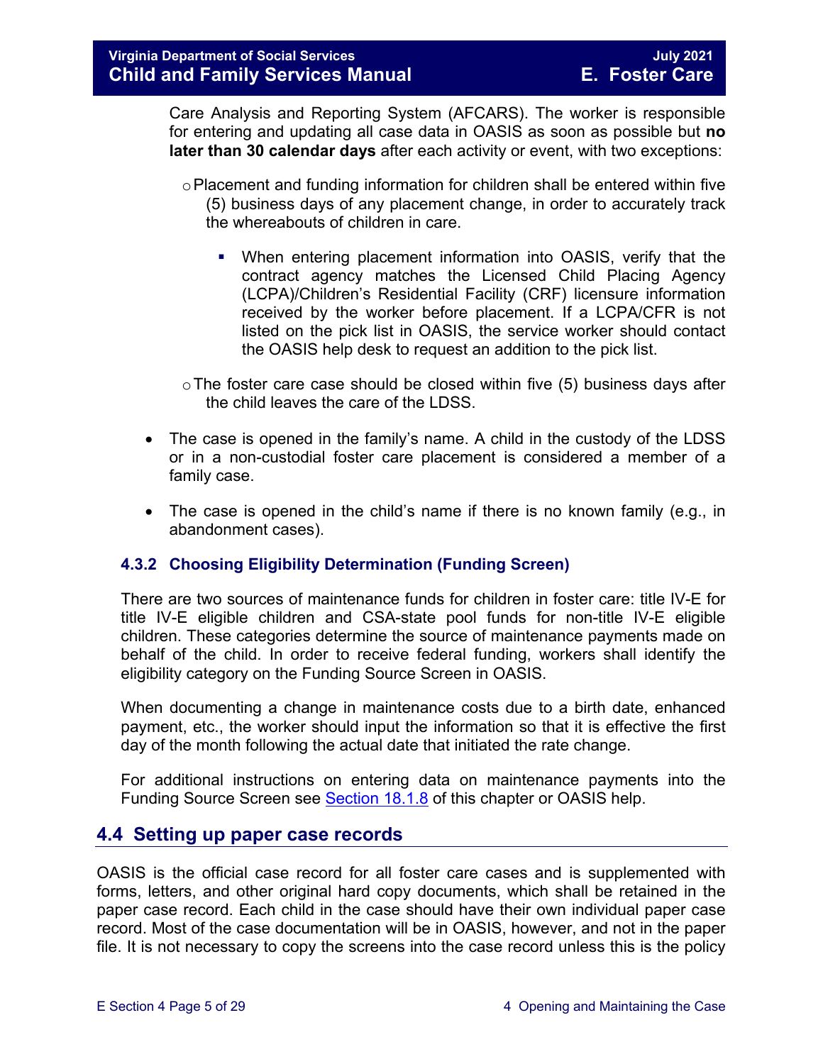Care Analysis and Reporting System (AFCARS). The worker is responsible for entering and updating all case data in OASIS as soon as possible but **no later than 30 calendar days** after each activity or event, with two exceptions:

- Placement and funding information for children shall be entered within five (5) business days of any placement change, in order to accurately track the whereabouts of children in care.
  - When entering placement information into OASIS, verify that the contract agency matches the Licensed Child Placing Agency (LCPA)/Children's Residential Facility (CRF) licensure information received by the worker before placement. If a LCPA/CFR is not listed on the pick list in OASIS, the service worker should contact the OASIS help desk to request an addition to the pick list.
- The foster care case should be closed within five (5) business days after the child leaves the care of the LDSS.

- The case is opened in the family's name. A child in the custody of the LDSS or in a non-custodial foster care placement is considered a member of a family case.
- The case is opened in the child's name if there is no known family (e.g., in abandonment cases).

### 4.3.2 Choosing Eligibility Determination (Funding Screen)

There are two sources of maintenance funds for children in foster care: title IV-E for title IV-E eligible children and CSA-state pool funds for non-title IV-E eligible children. These categories determine the source of maintenance payments made on behalf of the child. In order to receive federal funding, workers shall identify the eligibility category on the Funding Source Screen in OASIS.

When documenting a change in maintenance costs due to a birth date, enhanced payment, etc., the worker should input the information so that it is effective the first day of the month following the actual date that initiated the rate change.

For additional instructions on entering data on maintenance payments into the Funding Source Screen see Section 18.1.8 of this chapter or OASIS help.

## 4.4 Setting up paper case records

OASIS is the official case record for all foster care cases and is supplemented with forms, letters, and other original hard copy documents, which shall be retained in the paper case record. Each child in the case should have their own individual paper case record. Most of the case documentation will be in OASIS, however, and not in the paper file. It is not necessary to copy the screens into the case record unless this is the policy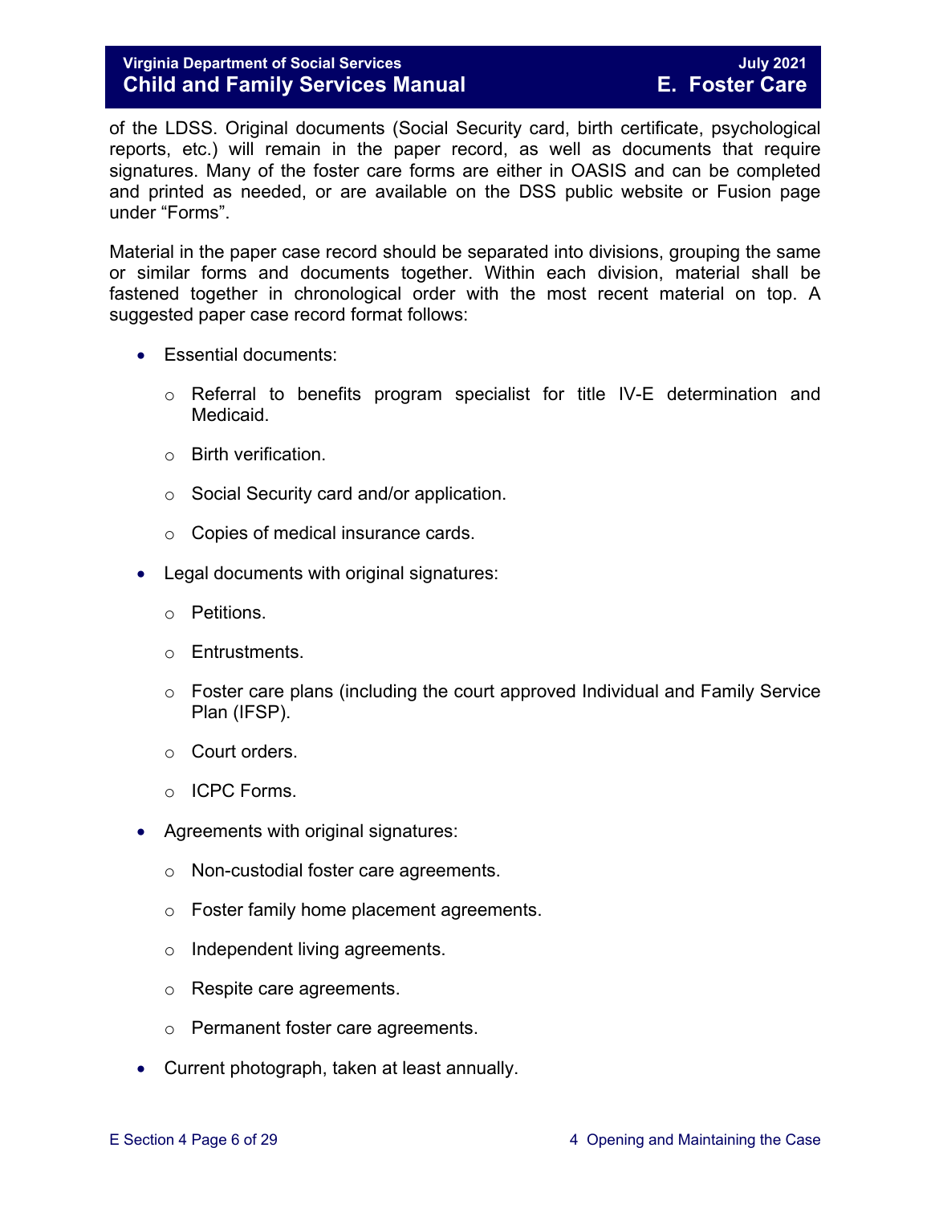of the LDSS. Original documents (Social Security card, birth certificate, psychological reports, etc.) will remain in the paper record, as well as documents that require signatures. Many of the foster care forms are either in OASIS and can be completed and printed as needed, or are available on the DSS public website or Fusion page under "Forms".

Material in the paper case record should be separated into divisions, grouping the same or similar forms and documents together. Within each division, material shall be fastened together in chronological order with the most recent material on top. A suggested paper case record format follows:

- Essential documents:
  - Referral to benefits program specialist for title IV-E determination and Medicaid.
  - Birth verification.
  - Social Security card and/or application.
  - Copies of medical insurance cards.
- Legal documents with original signatures:
  - Petitions.
  - Entrustments.
  - Foster care plans (including the court approved Individual and Family Service Plan (IFSP).
  - Court orders.
  - ICPC Forms.
- Agreements with original signatures:
  - Non-custodial foster care agreements.
  - Foster family home placement agreements.
  - Independent living agreements.
  - Respite care agreements.
  - Permanent foster care agreements.
- Current photograph, taken at least annually.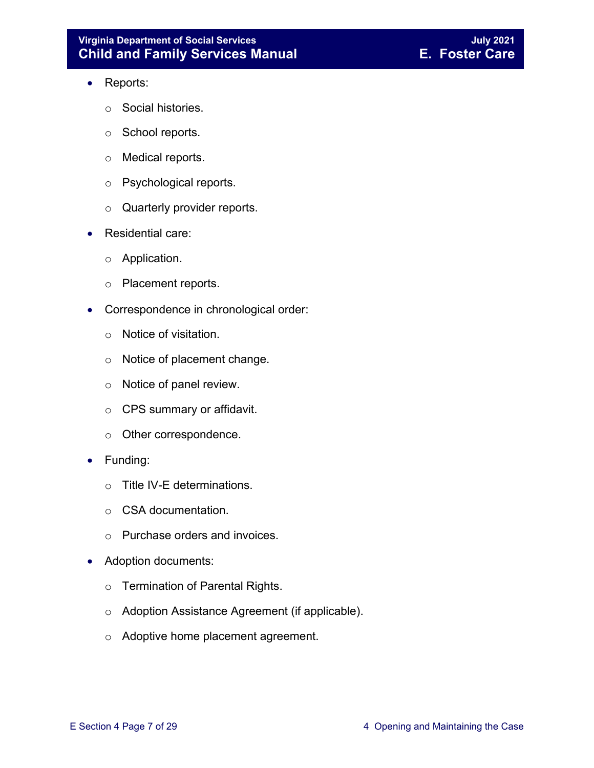- Reports:
  - Social histories.
  - School reports.
  - Medical reports.
  - Psychological reports.
  - Quarterly provider reports.
- Residential care:
  - Application.
  - Placement reports.
- Correspondence in chronological order:
  - Notice of visitation.
  - Notice of placement change.
  - Notice of panel review.
  - CPS summary or affidavit.
  - Other correspondence.
- Funding:
  - Title IV-E determinations.
  - CSA documentation.
  - Purchase orders and invoices.
- Adoption documents:
  - Termination of Parental Rights.
  - Adoption Assistance Agreement (if applicable).
  - Adoptive home placement agreement.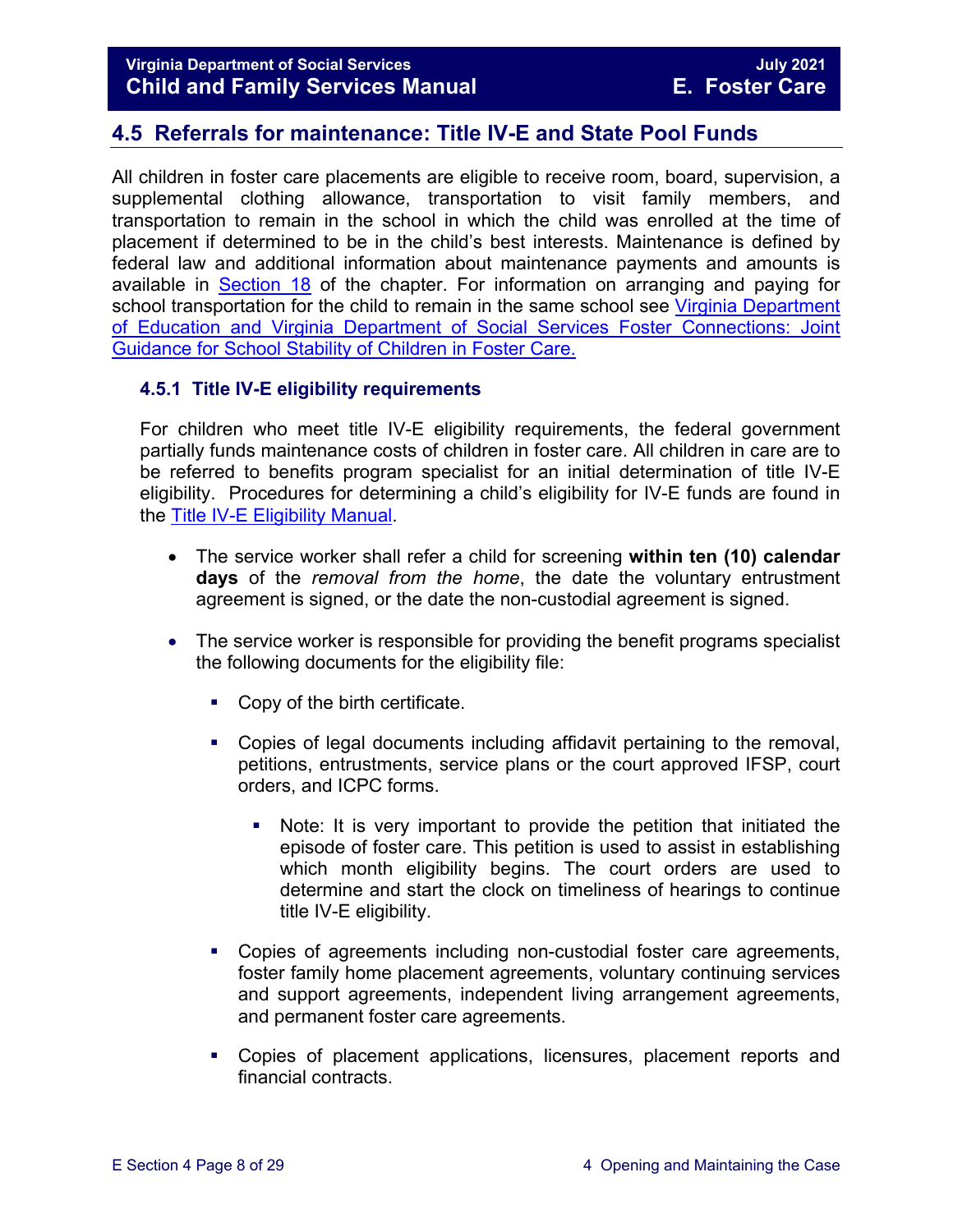## 4.5 Referrals for maintenance: Title IV-E and State Pool Funds

All children in foster care placements are eligible to receive room, board, supervision, a supplemental clothing allowance, transportation to visit family members, and transportation to remain in the school in which the child was enrolled at the time of placement if determined to be in the child's best interests. Maintenance is defined by federal law and additional information about maintenance payments and amounts is available in Section 18 of the chapter. For information on arranging and paying for school transportation for the child to remain in the same school see Virginia Department of Education and Virginia Department of Social Services Foster Connections: Joint Guidance for School Stability of Children in Foster Care.

### 4.5.1 Title IV-E eligibility requirements

For children who meet title IV-E eligibility requirements, the federal government partially funds maintenance costs of children in foster care. All children in care are to be referred to benefits program specialist for an initial determination of title IV-E eligibility. Procedures for determining a child's eligibility for IV-E funds are found in the Title IV-E Eligibility Manual.

- The service worker shall refer a child for screening **within ten (10) calendar days** of the *removal from the home*, the date the voluntary entrustment agreement is signed, or the date the non-custodial agreement is signed.
- The service worker is responsible for providing the benefit programs specialist the following documents for the eligibility file:
    - Copy of the birth certificate.
    - Copies of legal documents including affidavit pertaining to the removal, petitions, entrustments, service plans or the court approved IFSP, court orders, and ICPC forms.
        - Note: It is very important to provide the petition that initiated the episode of foster care. This petition is used to assist in establishing which month eligibility begins. The court orders are used to determine and start the clock on timeliness of hearings to continue title IV-E eligibility.
    - Copies of agreements including non-custodial foster care agreements, foster family home placement agreements, voluntary continuing services and support agreements, independent living arrangement agreements, and permanent foster care agreements.
    - Copies of placement applications, licensures, placement reports and financial contracts.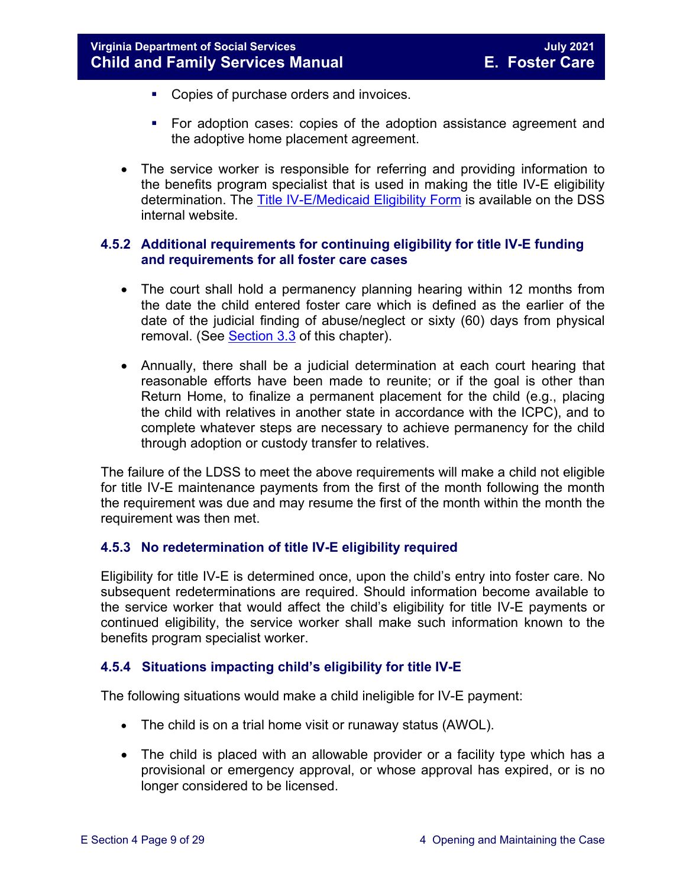- Copies of purchase orders and invoices.

    - For adoption cases: copies of the adoption assistance agreement and the adoptive home placement agreement.

- The service worker is responsible for referring and providing information to the benefits program specialist that is used in making the title IV-E eligibility determination. The [Title IV-E/Medicaid Eligibility Form](#) is available on the DSS internal website.

### 4.5.2 Additional requirements for continuing eligibility for title IV-E funding and requirements for all foster care cases

- The court shall hold a permanency planning hearing within 12 months from the date the child entered foster care which is defined as the earlier of the date of the judicial finding of abuse/neglect or sixty (60) days from physical removal. (See [Section 3.3](#) of this chapter).

- Annually, there shall be a judicial determination at each court hearing that reasonable efforts have been made to reunite; or if the goal is other than Return Home, to finalize a permanent placement for the child (e.g., placing the child with relatives in another state in accordance with the ICPC), and to complete whatever steps are necessary to achieve permanency for the child through adoption or custody transfer to relatives.

The failure of the LDSS to meet the above requirements will make a child not eligible for title IV-E maintenance payments from the first of the month following the month the requirement was due and may resume the first of the month within the month the requirement was then met.

### 4.5.3 No redetermination of title IV-E eligibility required

Eligibility for title IV-E is determined once, upon the child's entry into foster care. No subsequent redeterminations are required. Should information become available to the service worker that would affect the child's eligibility for title IV-E payments or continued eligibility, the service worker shall make such information known to the benefits program specialist worker.

### 4.5.4 Situations impacting child's eligibility for title IV-E

The following situations would make a child ineligible for IV-E payment:

- The child is on a trial home visit or runaway status (AWOL).

- The child is placed with an allowable provider or a facility type which has a provisional or emergency approval, or whose approval has expired, or is no longer considered to be licensed.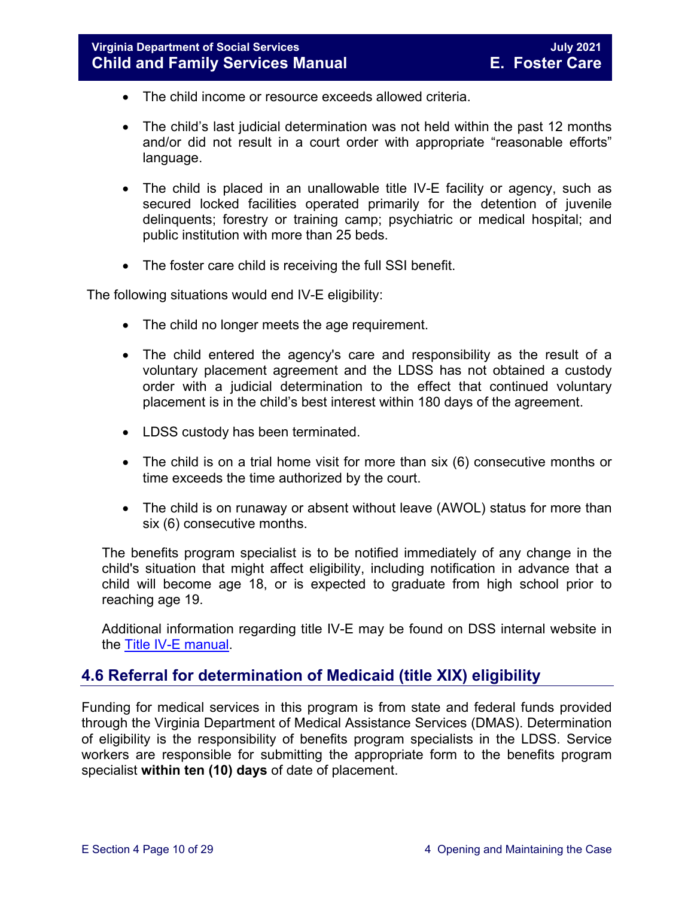- The child income or resource exceeds allowed criteria.

- The child's last judicial determination was not held within the past 12 months and/or did not result in a court order with appropriate "reasonable efforts" language.

- The child is placed in an unallowable title IV-E facility or agency, such as secured locked facilities operated primarily for the detention of juvenile delinquents; forestry or training camp; psychiatric or medical hospital; and public institution with more than 25 beds.

- The foster care child is receiving the full SSI benefit.

The following situations would end IV-E eligibility:

- The child no longer meets the age requirement.

- The child entered the agency's care and responsibility as the result of a voluntary placement agreement and the LDSS has not obtained a custody order with a judicial determination to the effect that continued voluntary placement is in the child's best interest within 180 days of the agreement.

- LDSS custody has been terminated.

- The child is on a trial home visit for more than six (6) consecutive months or time exceeds the time authorized by the court.

- The child is on runaway or absent without leave (AWOL) status for more than six (6) consecutive months.

The benefits program specialist is to be notified immediately of any change in the child's situation that might affect eligibility, including notification in advance that a child will become age 18, or is expected to graduate from high school prior to reaching age 19.

Additional information regarding title IV-E may be found on DSS internal website in the [Title IV-E manual](#).

## 4.6 Referral for determination of Medicaid (title XIX) eligibility

Funding for medical services in this program is from state and federal funds provided through the Virginia Department of Medical Assistance Services (DMAS). Determination of eligibility is the responsibility of benefits program specialists in the LDSS. Service workers are responsible for submitting the appropriate form to the benefits program specialist **within ten (10) days** of date of placement.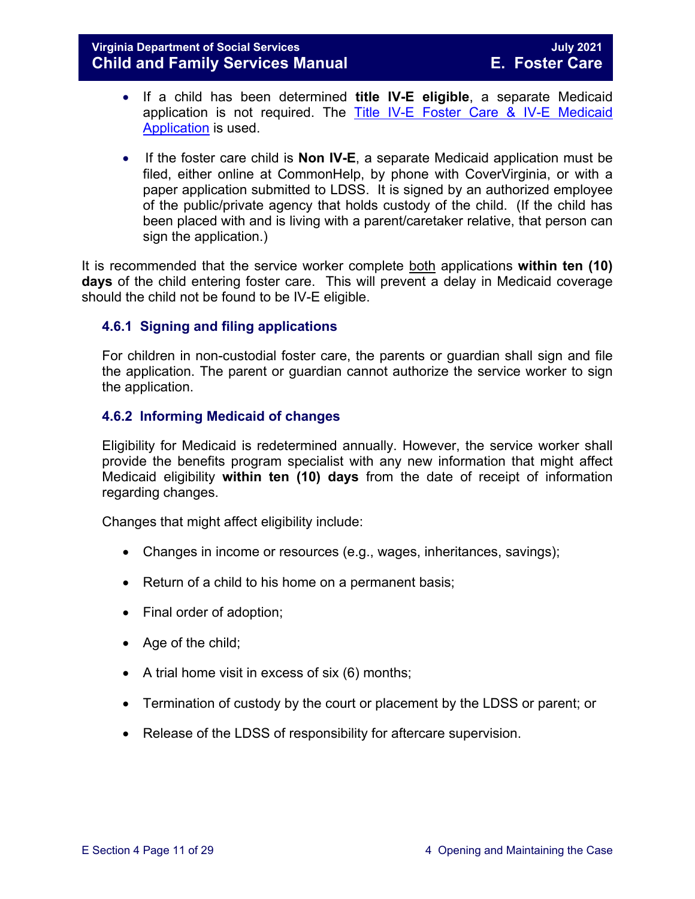- If a child has been determined **title IV-E eligible**, a separate Medicaid application is not required. The Title IV-E Foster Care & IV-E Medicaid Application is used.

- If the foster care child is **Non IV-E**, a separate Medicaid application must be filed, either online at CommonHelp, by phone with CoverVirginia, or with a paper application submitted to LDSS. It is signed by an authorized employee of the public/private agency that holds custody of the child. (If the child has been placed with and is living with a parent/caretaker relative, that person can sign the application.)

It is recommended that the service worker complete both applications **within ten (10) days** of the child entering foster care. This will prevent a delay in Medicaid coverage should the child not be found to be IV-E eligible.

### 4.6.1 Signing and filing applications

For children in non-custodial foster care, the parents or guardian shall sign and file the application. The parent or guardian cannot authorize the service worker to sign the application.

### 4.6.2 Informing Medicaid of changes

Eligibility for Medicaid is redetermined annually. However, the service worker shall provide the benefits program specialist with any new information that might affect Medicaid eligibility **within ten (10) days** from the date of receipt of information regarding changes.

Changes that might affect eligibility include:

- Changes in income or resources (e.g., wages, inheritances, savings);
- Return of a child to his home on a permanent basis;
- Final order of adoption;
- Age of the child;
- A trial home visit in excess of six (6) months;
- Termination of custody by the court or placement by the LDSS or parent; or
- Release of the LDSS of responsibility for aftercare supervision.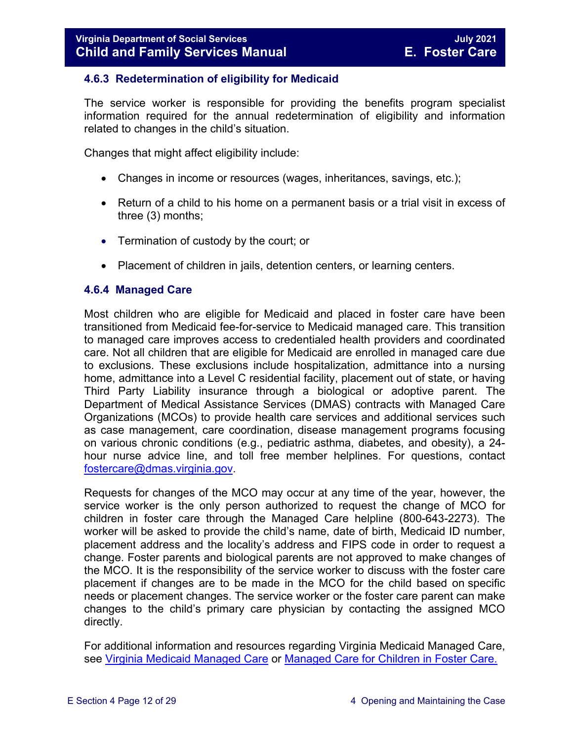### 4.6.3 Redetermination of eligibility for Medicaid

The service worker is responsible for providing the benefits program specialist information required for the annual redetermination of eligibility and information related to changes in the child's situation.

Changes that might affect eligibility include:

- Changes in income or resources (wages, inheritances, savings, etc.);
- Return of a child to his home on a permanent basis or a trial visit in excess of three (3) months;
- Termination of custody by the court; or
- Placement of children in jails, detention centers, or learning centers.

### 4.6.4 Managed Care

Most children who are eligible for Medicaid and placed in foster care have been transitioned from Medicaid fee-for-service to Medicaid managed care. This transition to managed care improves access to credentialed health providers and coordinated care. Not all children that are eligible for Medicaid are enrolled in managed care due to exclusions. These exclusions include hospitalization, admittance into a nursing home, admittance into a Level C residential facility, placement out of state, or having Third Party Liability insurance through a biological or adoptive parent. The Department of Medical Assistance Services (DMAS) contracts with Managed Care Organizations (MCOs) to provide health care services and additional services such as case management, care coordination, disease management programs focusing on various chronic conditions (e.g., pediatric asthma, diabetes, and obesity), a 24-hour nurse advice line, and toll free member helplines. For questions, contact [fostercare@dmas.virginia.gov](mailto:fostercare@dmas.virginia.gov).

Requests for changes of the MCO may occur at any time of the year, however, the service worker is the only person authorized to request the change of MCO for children in foster care through the Managed Care helpline (800-643-2273). The worker will be asked to provide the child's name, date of birth, Medicaid ID number, placement address and the locality's address and FIPS code in order to request a change. Foster parents and biological parents are not approved to make changes of the MCO. It is the responsibility of the service worker to discuss with the foster care placement if changes are to be made in the MCO for the child based on specific needs or placement changes. The service worker or the foster care parent can make changes to the child's primary care physician by contacting the assigned MCO directly.

For additional information and resources regarding Virginia Medicaid Managed Care, see Virginia Medicaid Managed Care or Managed Care for Children in Foster Care.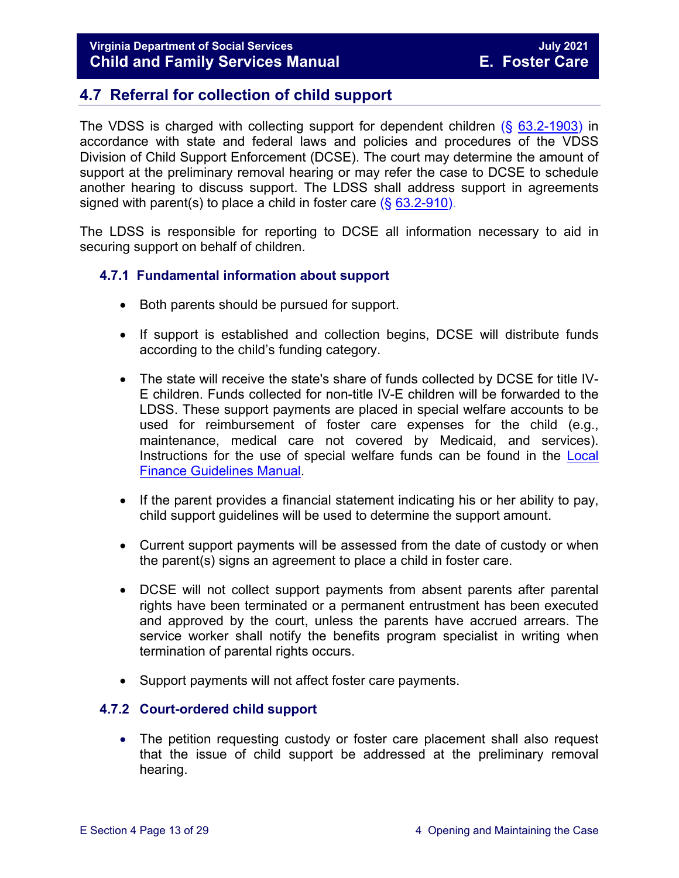## 4.7 Referral for collection of child support

The VDSS is charged with collecting support for dependent children (§ 63.2-1903) in accordance with state and federal laws and policies and procedures of the VDSS Division of Child Support Enforcement (DCSE). The court may determine the amount of support at the preliminary removal hearing or may refer the case to DCSE to schedule another hearing to discuss support. The LDSS shall address support in agreements signed with parent(s) to place a child in foster care (§ 63.2-910).

The LDSS is responsible for reporting to DCSE all information necessary to aid in securing support on behalf of children.

### 4.7.1 Fundamental information about support

- Both parents should be pursued for support.
- If support is established and collection begins, DCSE will distribute funds according to the child's funding category.
- The state will receive the state's share of funds collected by DCSE for title IV-E children. Funds collected for non-title IV-E children will be forwarded to the LDSS. These support payments are placed in special welfare accounts to be used for reimbursement of foster care expenses for the child (e.g., maintenance, medical care not covered by Medicaid, and services). Instructions for the use of special welfare funds can be found in the Local Finance Guidelines Manual.
- If the parent provides a financial statement indicating his or her ability to pay, child support guidelines will be used to determine the support amount.
- Current support payments will be assessed from the date of custody or when the parent(s) signs an agreement to place a child in foster care.
- DCSE will not collect support payments from absent parents after parental rights have been terminated or a permanent entrustment has been executed and approved by the court, unless the parents have accrued arrears. The service worker shall notify the benefits program specialist in writing when termination of parental rights occurs.
- Support payments will not affect foster care payments.

### 4.7.2 Court-ordered child support

- The petition requesting custody or foster care placement shall also request that the issue of child support be addressed at the preliminary removal hearing.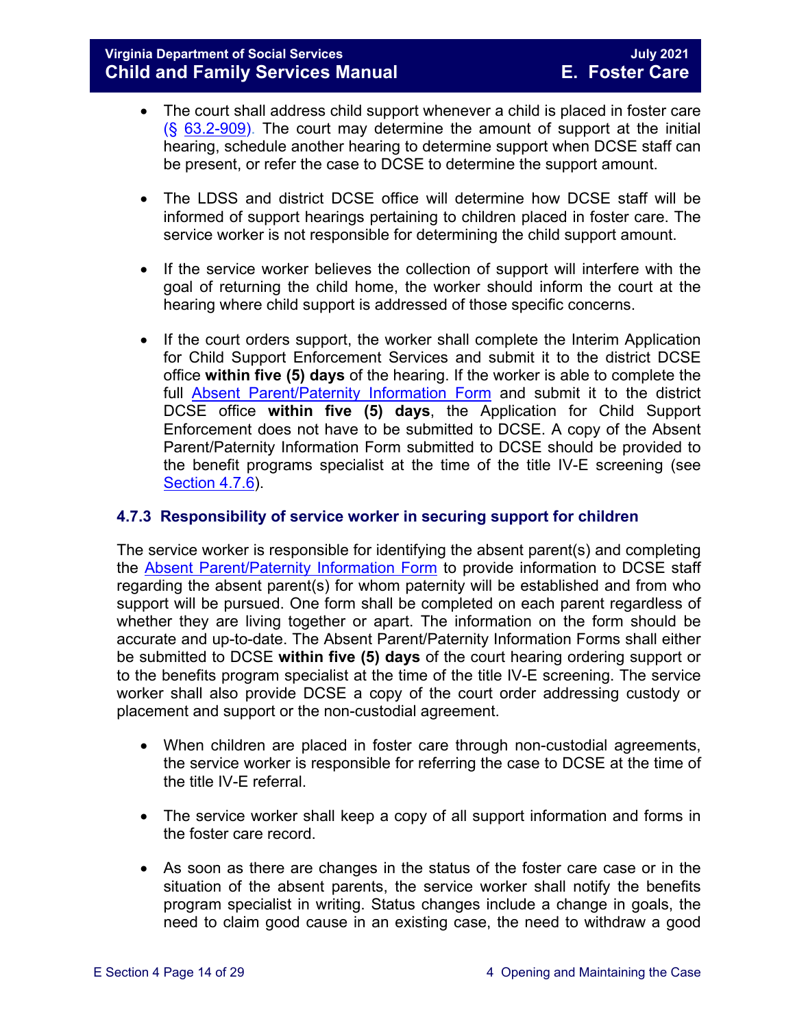- The court shall address child support whenever a child is placed in foster care (§ 63.2-909). The court may determine the amount of support at the initial hearing, schedule another hearing to determine support when DCSE staff can be present, or refer the case to DCSE to determine the support amount.

- The LDSS and district DCSE office will determine how DCSE staff will be informed of support hearings pertaining to children placed in foster care. The service worker is not responsible for determining the child support amount.

- If the service worker believes the collection of support will interfere with the goal of returning the child home, the worker should inform the court at the hearing where child support is addressed of those specific concerns.

- If the court orders support, the worker shall complete the Interim Application for Child Support Enforcement Services and submit it to the district DCSE office **within five (5) days** of the hearing. If the worker is able to complete the full Absent Parent/Paternity Information Form and submit it to the district DCSE office **within five (5) days**, the Application for Child Support Enforcement does not have to be submitted to DCSE. A copy of the Absent Parent/Paternity Information Form submitted to DCSE should be provided to the benefit programs specialist at the time of the title IV-E screening (see Section 4.7.6).

### 4.7.3 Responsibility of service worker in securing support for children

The service worker is responsible for identifying the absent parent(s) and completing the Absent Parent/Paternity Information Form to provide information to DCSE staff regarding the absent parent(s) for whom paternity will be established and from who support will be pursued. One form shall be completed on each parent regardless of whether they are living together or apart. The information on the form should be accurate and up-to-date. The Absent Parent/Paternity Information Forms shall either be submitted to DCSE **within five (5) days** of the court hearing ordering support or to the benefits program specialist at the time of the title IV-E screening. The service worker shall also provide DCSE a copy of the court order addressing custody or placement and support or the non-custodial agreement.

- When children are placed in foster care through non-custodial agreements, the service worker is responsible for referring the case to DCSE at the time of the title IV-E referral.

- The service worker shall keep a copy of all support information and forms in the foster care record.

- As soon as there are changes in the status of the foster care case or in the situation of the absent parents, the service worker shall notify the benefits program specialist in writing. Status changes include a change in goals, the need to claim good cause in an existing case, the need to withdraw a good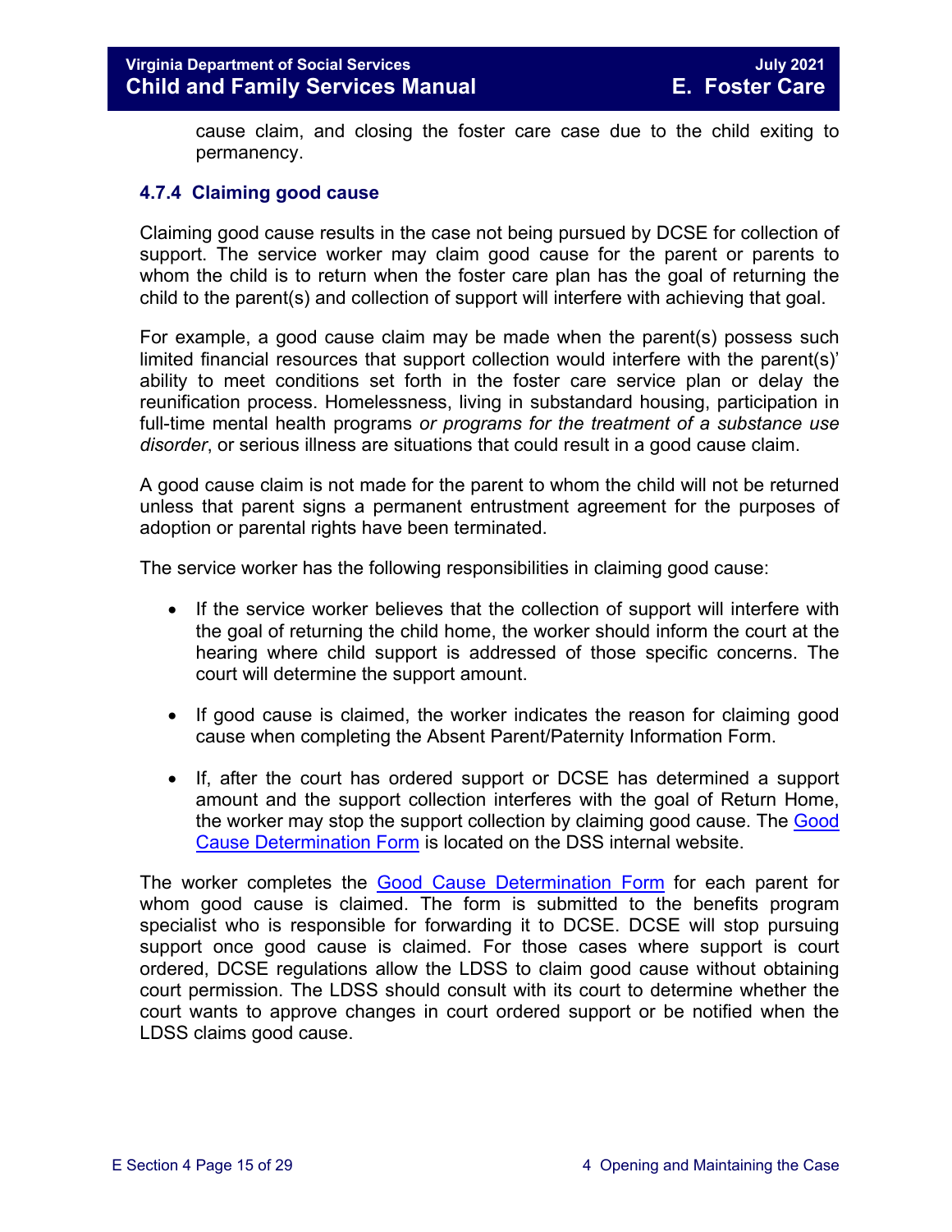cause claim, and closing the foster care case due to the child exiting to permanency.

### 4.7.4 Claiming good cause

Claiming good cause results in the case not being pursued by DCSE for collection of support. The service worker may claim good cause for the parent or parents to whom the child is to return when the foster care plan has the goal of returning the child to the parent(s) and collection of support will interfere with achieving that goal.

For example, a good cause claim may be made when the parent(s) possess such limited financial resources that support collection would interfere with the parent(s)' ability to meet conditions set forth in the foster care service plan or delay the reunification process. Homelessness, living in substandard housing, participation in full-time mental health programs *or programs for the treatment of a substance use disorder*, or serious illness are situations that could result in a good cause claim.

A good cause claim is not made for the parent to whom the child will not be returned unless that parent signs a permanent entrustment agreement for the purposes of adoption or parental rights have been terminated.

The service worker has the following responsibilities in claiming good cause:

- If the service worker believes that the collection of support will interfere with the goal of returning the child home, the worker should inform the court at the hearing where child support is addressed of those specific concerns. The court will determine the support amount.
- If good cause is claimed, the worker indicates the reason for claiming good cause when completing the Absent Parent/Paternity Information Form.
- If, after the court has ordered support or DCSE has determined a support amount and the support collection interferes with the goal of Return Home, the worker may stop the support collection by claiming good cause. The Good Cause Determination Form is located on the DSS internal website.

The worker completes the Good Cause Determination Form for each parent for whom good cause is claimed. The form is submitted to the benefits program specialist who is responsible for forwarding it to DCSE. DCSE will stop pursuing support once good cause is claimed. For those cases where support is court ordered, DCSE regulations allow the LDSS to claim good cause without obtaining court permission. The LDSS should consult with its court to determine whether the court wants to approve changes in court ordered support or be notified when the LDSS claims good cause.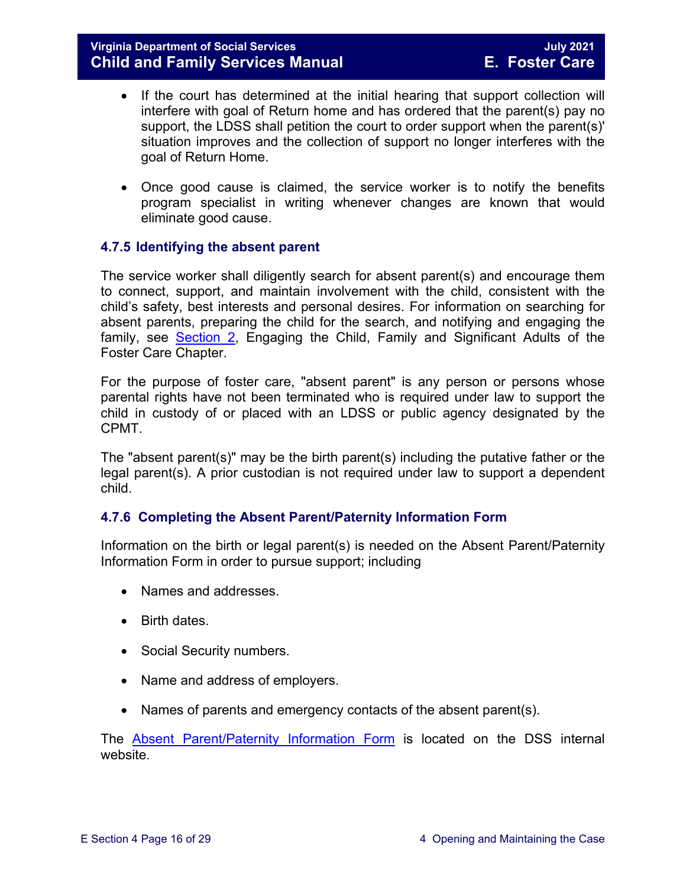- If the court has determined at the initial hearing that support collection will interfere with goal of Return home and has ordered that the parent(s) pay no support, the LDSS shall petition the court to order support when the parent(s)' situation improves and the collection of support no longer interferes with the goal of Return Home.

- Once good cause is claimed, the service worker is to notify the benefits program specialist in writing whenever changes are known that would eliminate good cause.

### 4.7.5 Identifying the absent parent

The service worker shall diligently search for absent parent(s) and encourage them to connect, support, and maintain involvement with the child, consistent with the child's safety, best interests and personal desires. For information on searching for absent parents, preparing the child for the search, and notifying and engaging the family, see Section 2, Engaging the Child, Family and Significant Adults of the Foster Care Chapter.

For the purpose of foster care, "absent parent" is any person or persons whose parental rights have not been terminated who is required under law to support the child in custody of or placed with an LDSS or public agency designated by the CPMT.

The "absent parent(s)" may be the birth parent(s) including the putative father or the legal parent(s). A prior custodian is not required under law to support a dependent child.

### 4.7.6 Completing the Absent Parent/Paternity Information Form

Information on the birth or legal parent(s) is needed on the Absent Parent/Paternity Information Form in order to pursue support; including

- Names and addresses.
- Birth dates.
- Social Security numbers.
- Name and address of employers.
- Names of parents and emergency contacts of the absent parent(s).

The Absent Parent/Paternity Information Form is located on the DSS internal website.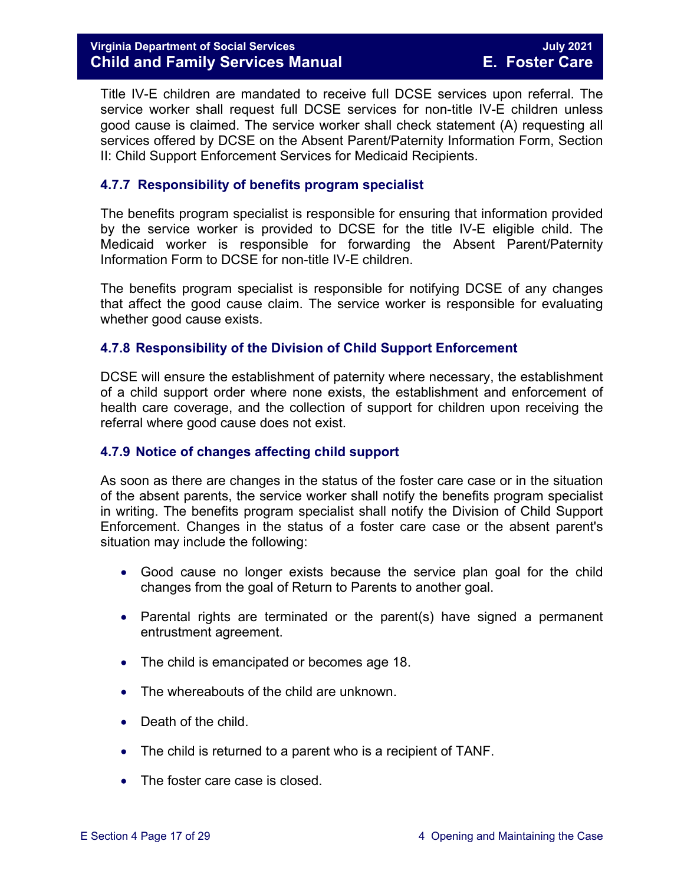Title IV-E children are mandated to receive full DCSE services upon referral. The service worker shall request full DCSE services for non-title IV-E children unless good cause is claimed. The service worker shall check statement (A) requesting all services offered by DCSE on the Absent Parent/Paternity Information Form, Section II: Child Support Enforcement Services for Medicaid Recipients.

### 4.7.7 Responsibility of benefits program specialist

The benefits program specialist is responsible for ensuring that information provided by the service worker is provided to DCSE for the title IV-E eligible child. The Medicaid worker is responsible for forwarding the Absent Parent/Paternity Information Form to DCSE for non-title IV-E children.

The benefits program specialist is responsible for notifying DCSE of any changes that affect the good cause claim. The service worker is responsible for evaluating whether good cause exists.

### 4.7.8 Responsibility of the Division of Child Support Enforcement

DCSE will ensure the establishment of paternity where necessary, the establishment of a child support order where none exists, the establishment and enforcement of health care coverage, and the collection of support for children upon receiving the referral where good cause does not exist.

### 4.7.9 Notice of changes affecting child support

As soon as there are changes in the status of the foster care case or in the situation of the absent parents, the service worker shall notify the benefits program specialist in writing. The benefits program specialist shall notify the Division of Child Support Enforcement. Changes in the status of a foster care case or the absent parent's situation may include the following:

- Good cause no longer exists because the service plan goal for the child changes from the goal of Return to Parents to another goal.
- Parental rights are terminated or the parent(s) have signed a permanent entrustment agreement.
- The child is emancipated or becomes age 18.
- The whereabouts of the child are unknown.
- Death of the child.
- The child is returned to a parent who is a recipient of TANF.
- The foster care case is closed.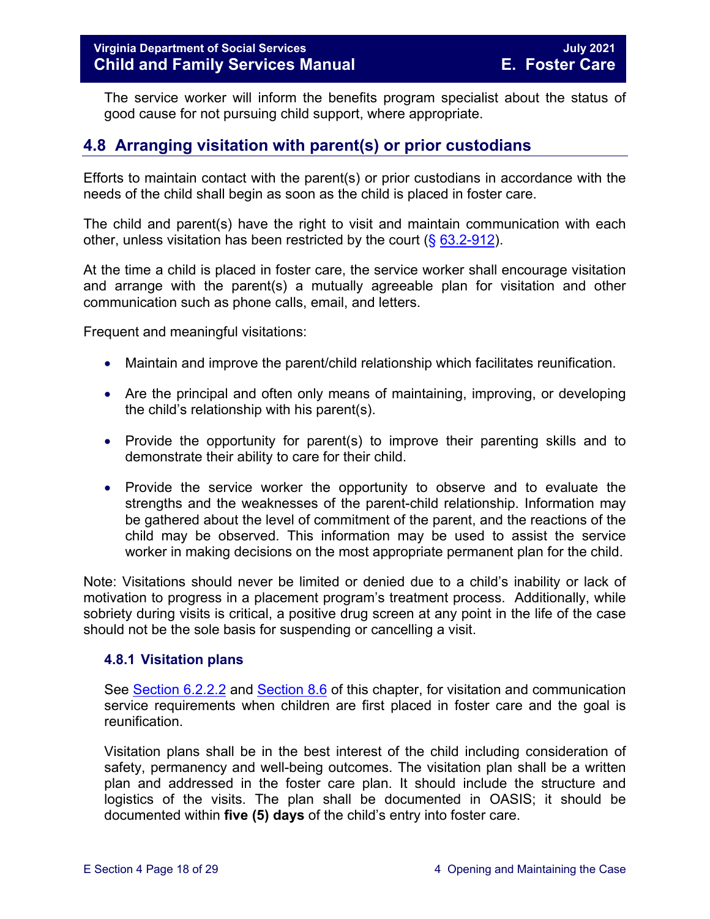The service worker will inform the benefits program specialist about the status of good cause for not pursuing child support, where appropriate.

## 4.8 Arranging visitation with parent(s) or prior custodians

Efforts to maintain contact with the parent(s) or prior custodians in accordance with the needs of the child shall begin as soon as the child is placed in foster care.

The child and parent(s) have the right to visit and maintain communication with each other, unless visitation has been restricted by the court (§ 63.2-912).

At the time a child is placed in foster care, the service worker shall encourage visitation and arrange with the parent(s) a mutually agreeable plan for visitation and other communication such as phone calls, email, and letters.

Frequent and meaningful visitations:

- Maintain and improve the parent/child relationship which facilitates reunification.
- Are the principal and often only means of maintaining, improving, or developing the child's relationship with his parent(s).
- Provide the opportunity for parent(s) to improve their parenting skills and to demonstrate their ability to care for their child.
- Provide the service worker the opportunity to observe and to evaluate the strengths and the weaknesses of the parent-child relationship. Information may be gathered about the level of commitment of the parent, and the reactions of the child may be observed. This information may be used to assist the service worker in making decisions on the most appropriate permanent plan for the child.

Note: Visitations should never be limited or denied due to a child's inability or lack of motivation to progress in a placement program's treatment process. Additionally, while sobriety during visits is critical, a positive drug screen at any point in the life of the case should not be the sole basis for suspending or cancelling a visit.

### 4.8.1 Visitation plans

See Section 6.2.2.2 and Section 8.6 of this chapter, for visitation and communication service requirements when children are first placed in foster care and the goal is reunification.

Visitation plans shall be in the best interest of the child including consideration of safety, permanency and well-being outcomes. The visitation plan shall be a written plan and addressed in the foster care plan. It should include the structure and logistics of the visits. The plan shall be documented in OASIS; it should be documented within **five (5) days** of the child's entry into foster care.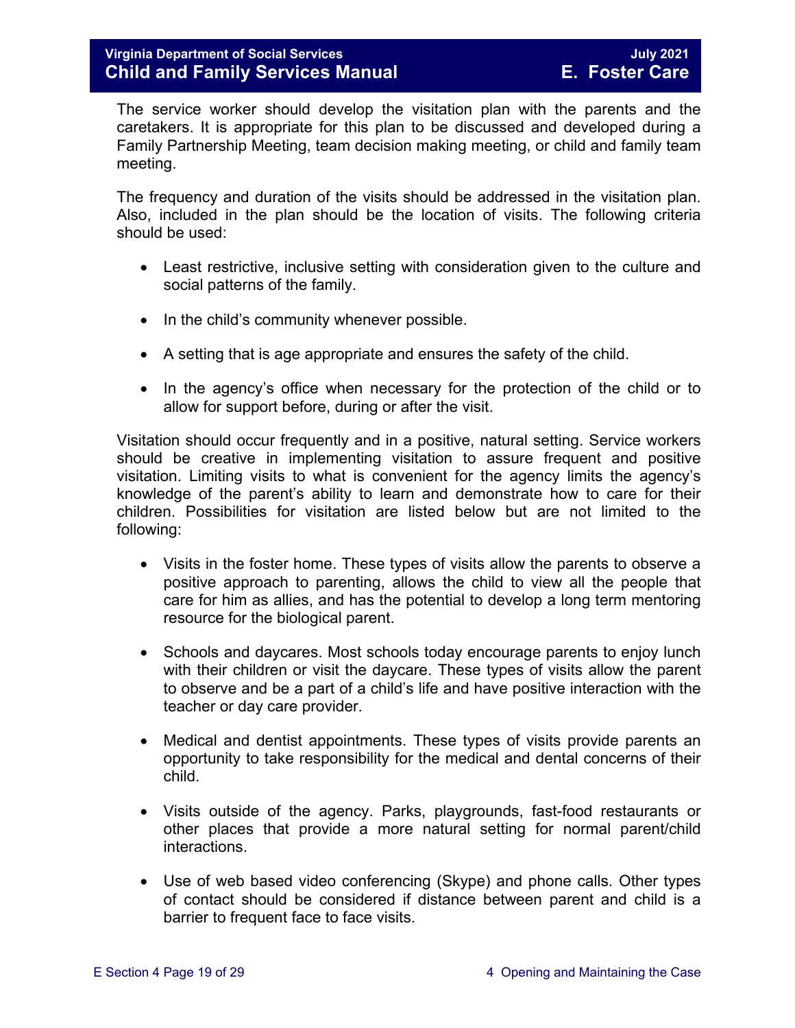The service worker should develop the visitation plan with the parents and the caretakers. It is appropriate for this plan to be discussed and developed during a Family Partnership Meeting, team decision making meeting, or child and family team meeting.

The frequency and duration of the visits should be addressed in the visitation plan. Also, included in the plan should be the location of visits. The following criteria should be used:

- Least restrictive, inclusive setting with consideration given to the culture and social patterns of the family.
- In the child's community whenever possible.
- A setting that is age appropriate and ensures the safety of the child.
- In the agency's office when necessary for the protection of the child or to allow for support before, during or after the visit.

Visitation should occur frequently and in a positive, natural setting. Service workers should be creative in implementing visitation to assure frequent and positive visitation. Limiting visits to what is convenient for the agency limits the agency's knowledge of the parent's ability to learn and demonstrate how to care for their children. Possibilities for visitation are listed below but are not limited to the following:

- Visits in the foster home. These types of visits allow the parents to observe a positive approach to parenting, allows the child to view all the people that care for him as allies, and has the potential to develop a long term mentoring resource for the biological parent.
- Schools and daycares. Most schools today encourage parents to enjoy lunch with their children or visit the daycare. These types of visits allow the parent to observe and be a part of a child's life and have positive interaction with the teacher or day care provider.
- Medical and dentist appointments. These types of visits provide parents an opportunity to take responsibility for the medical and dental concerns of their child.
- Visits outside of the agency. Parks, playgrounds, fast-food restaurants or other places that provide a more natural setting for normal parent/child interactions.
- Use of web based video conferencing (Skype) and phone calls. Other types of contact should be considered if distance between parent and child is a barrier to frequent face to face visits.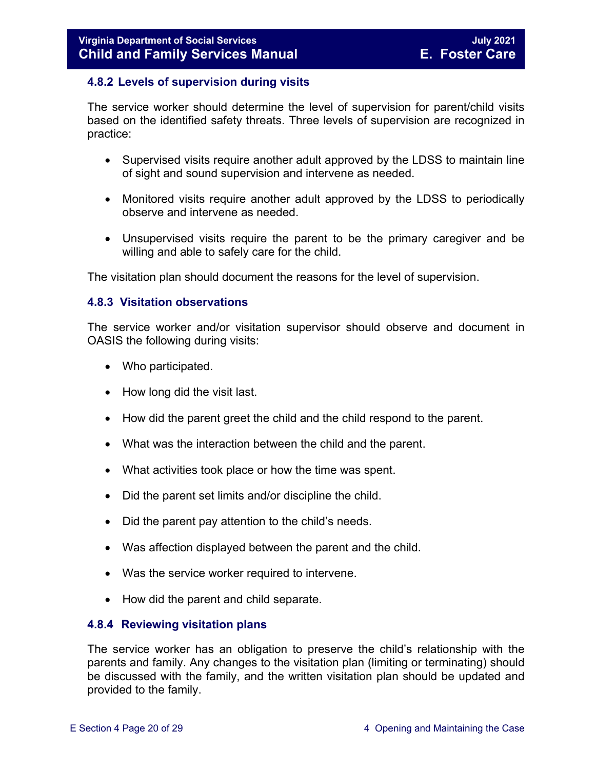### 4.8.2 Levels of supervision during visits

The service worker should determine the level of supervision for parent/child visits based on the identified safety threats. Three levels of supervision are recognized in practice:

- Supervised visits require another adult approved by the LDSS to maintain line of sight and sound supervision and intervene as needed.
- Monitored visits require another adult approved by the LDSS to periodically observe and intervene as needed.
- Unsupervised visits require the parent to be the primary caregiver and be willing and able to safely care for the child.

The visitation plan should document the reasons for the level of supervision.

### 4.8.3 Visitation observations

The service worker and/or visitation supervisor should observe and document in OASIS the following during visits:

- Who participated.
- How long did the visit last.
- How did the parent greet the child and the child respond to the parent.
- What was the interaction between the child and the parent.
- What activities took place or how the time was spent.
- Did the parent set limits and/or discipline the child.
- Did the parent pay attention to the child's needs.
- Was affection displayed between the parent and the child.
- Was the service worker required to intervene.
- How did the parent and child separate.

### 4.8.4 Reviewing visitation plans

The service worker has an obligation to preserve the child's relationship with the parents and family. Any changes to the visitation plan (limiting or terminating) should be discussed with the family, and the written visitation plan should be updated and provided to the family.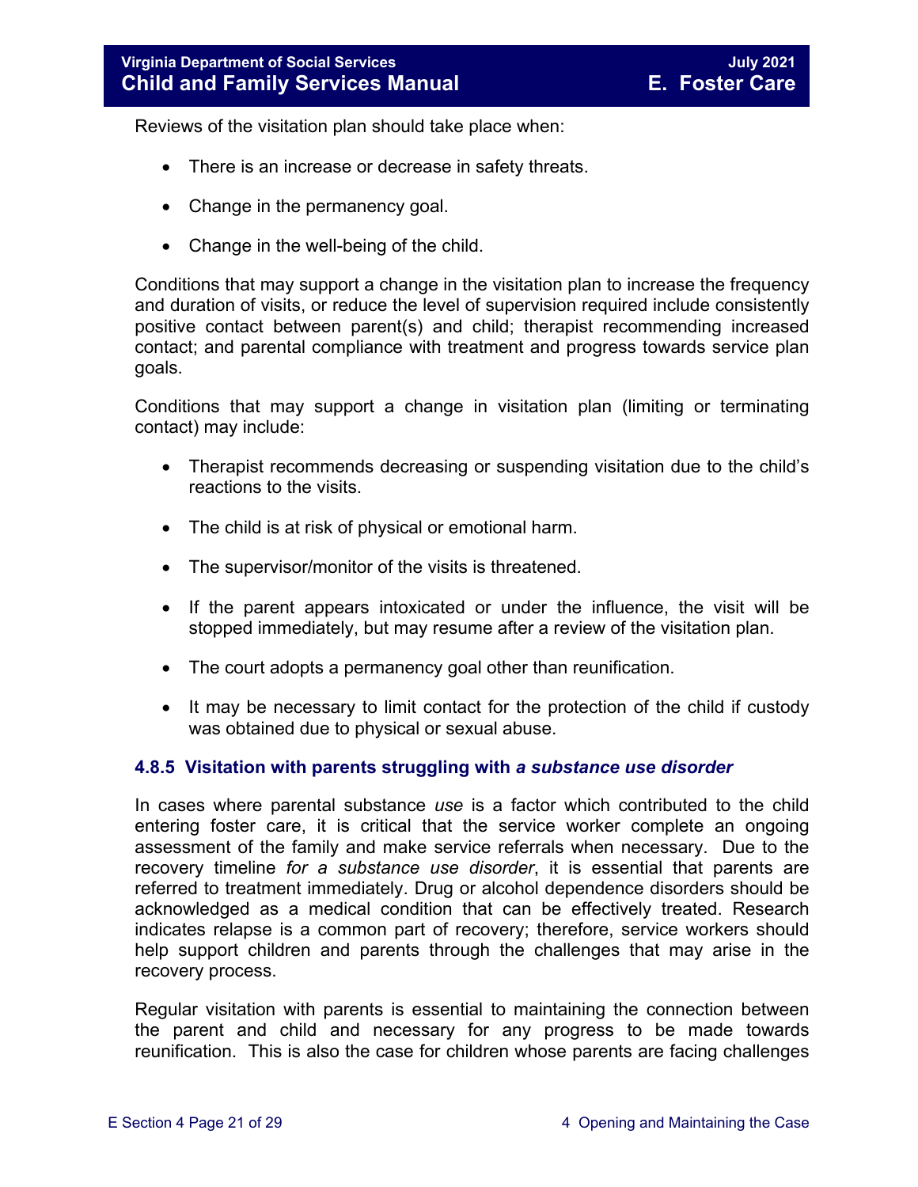Reviews of the visitation plan should take place when:

- There is an increase or decrease in safety threats.
- Change in the permanency goal.
- Change in the well-being of the child.

Conditions that may support a change in the visitation plan to increase the frequency and duration of visits, or reduce the level of supervision required include consistently positive contact between parent(s) and child; therapist recommending increased contact; and parental compliance with treatment and progress towards service plan goals.

Conditions that may support a change in visitation plan (limiting or terminating contact) may include:

- Therapist recommends decreasing or suspending visitation due to the child's reactions to the visits.
- The child is at risk of physical or emotional harm.
- The supervisor/monitor of the visits is threatened.
- If the parent appears intoxicated or under the influence, the visit will be stopped immediately, but may resume after a review of the visitation plan.
- The court adopts a permanency goal other than reunification.
- It may be necessary to limit contact for the protection of the child if custody was obtained due to physical or sexual abuse.

### 4.8.5 Visitation with parents struggling with *a substance use disorder*

In cases where parental substance *use* is a factor which contributed to the child entering foster care, it is critical that the service worker complete an ongoing assessment of the family and make service referrals when necessary. Due to the recovery timeline *for a substance use disorder*, it is essential that parents are referred to treatment immediately. Drug or alcohol dependence disorders should be acknowledged as a medical condition that can be effectively treated. Research indicates relapse is a common part of recovery; therefore, service workers should help support children and parents through the challenges that may arise in the recovery process.

Regular visitation with parents is essential to maintaining the connection between the parent and child and necessary for any progress to be made towards reunification. This is also the case for children whose parents are facing challenges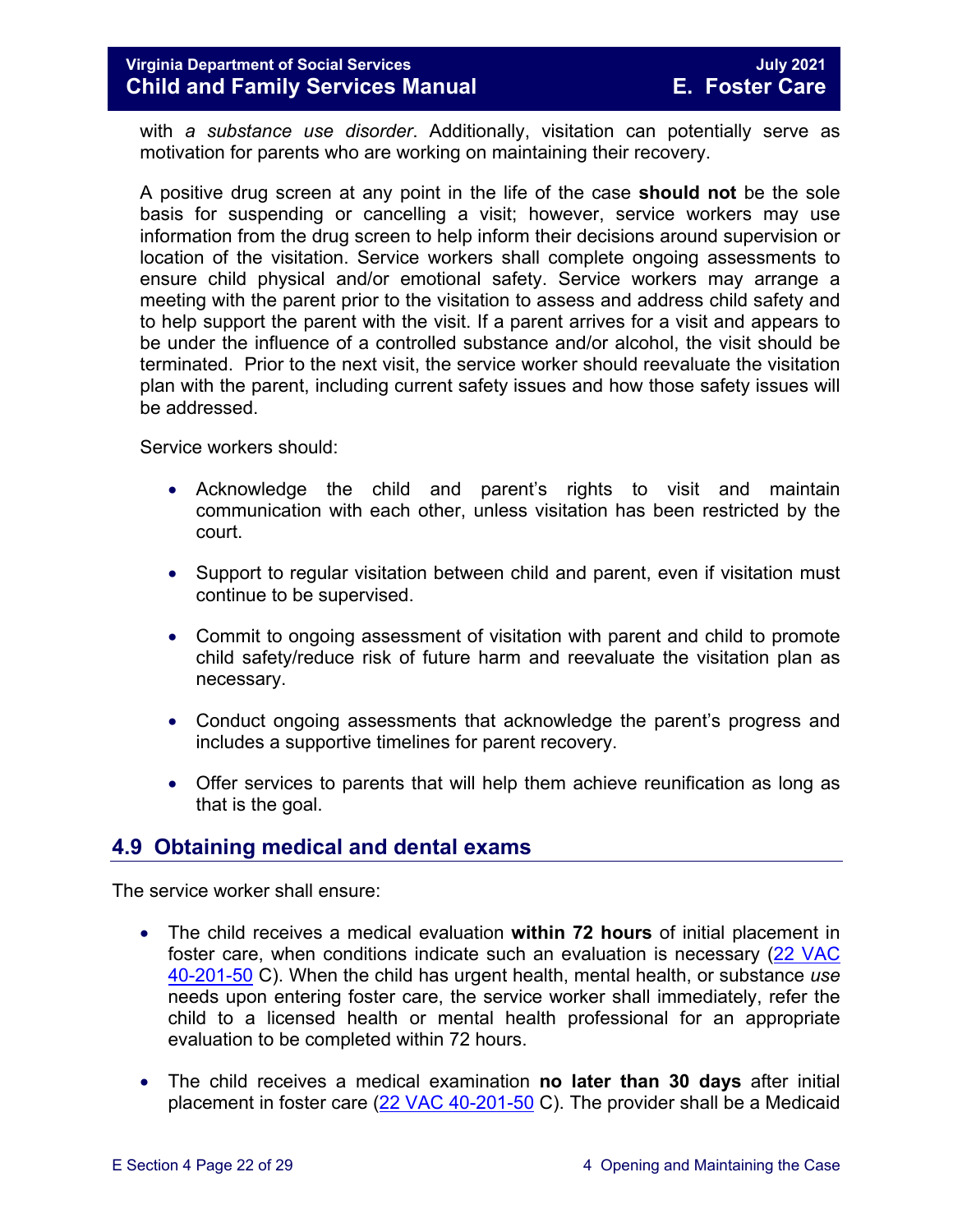with *a substance use disorder*. Additionally, visitation can potentially serve as motivation for parents who are working on maintaining their recovery.

A positive drug screen at any point in the life of the case **should not** be the sole basis for suspending or cancelling a visit; however, service workers may use information from the drug screen to help inform their decisions around supervision or location of the visitation. Service workers shall complete ongoing assessments to ensure child physical and/or emotional safety. Service workers may arrange a meeting with the parent prior to the visitation to assess and address child safety and to help support the parent with the visit. If a parent arrives for a visit and appears to be under the influence of a controlled substance and/or alcohol, the visit should be terminated. Prior to the next visit, the service worker should reevaluate the visitation plan with the parent, including current safety issues and how those safety issues will be addressed.

Service workers should:

- Acknowledge the child and parent's rights to visit and maintain communication with each other, unless visitation has been restricted by the court.
- Support to regular visitation between child and parent, even if visitation must continue to be supervised.
- Commit to ongoing assessment of visitation with parent and child to promote child safety/reduce risk of future harm and reevaluate the visitation plan as necessary.
- Conduct ongoing assessments that acknowledge the parent's progress and includes a supportive timelines for parent recovery.
- Offer services to parents that will help them achieve reunification as long as that is the goal.

## 4.9 Obtaining medical and dental exams

The service worker shall ensure:

- The child receives a medical evaluation **within 72 hours** of initial placement in foster care, when conditions indicate such an evaluation is necessary (22 VAC 40-201-50 C). When the child has urgent health, mental health, or substance *use* needs upon entering foster care, the service worker shall immediately, refer the child to a licensed health or mental health professional for an appropriate evaluation to be completed within 72 hours.
- The child receives a medical examination **no later than 30 days** after initial placement in foster care (22 VAC 40-201-50 C). The provider shall be a Medicaid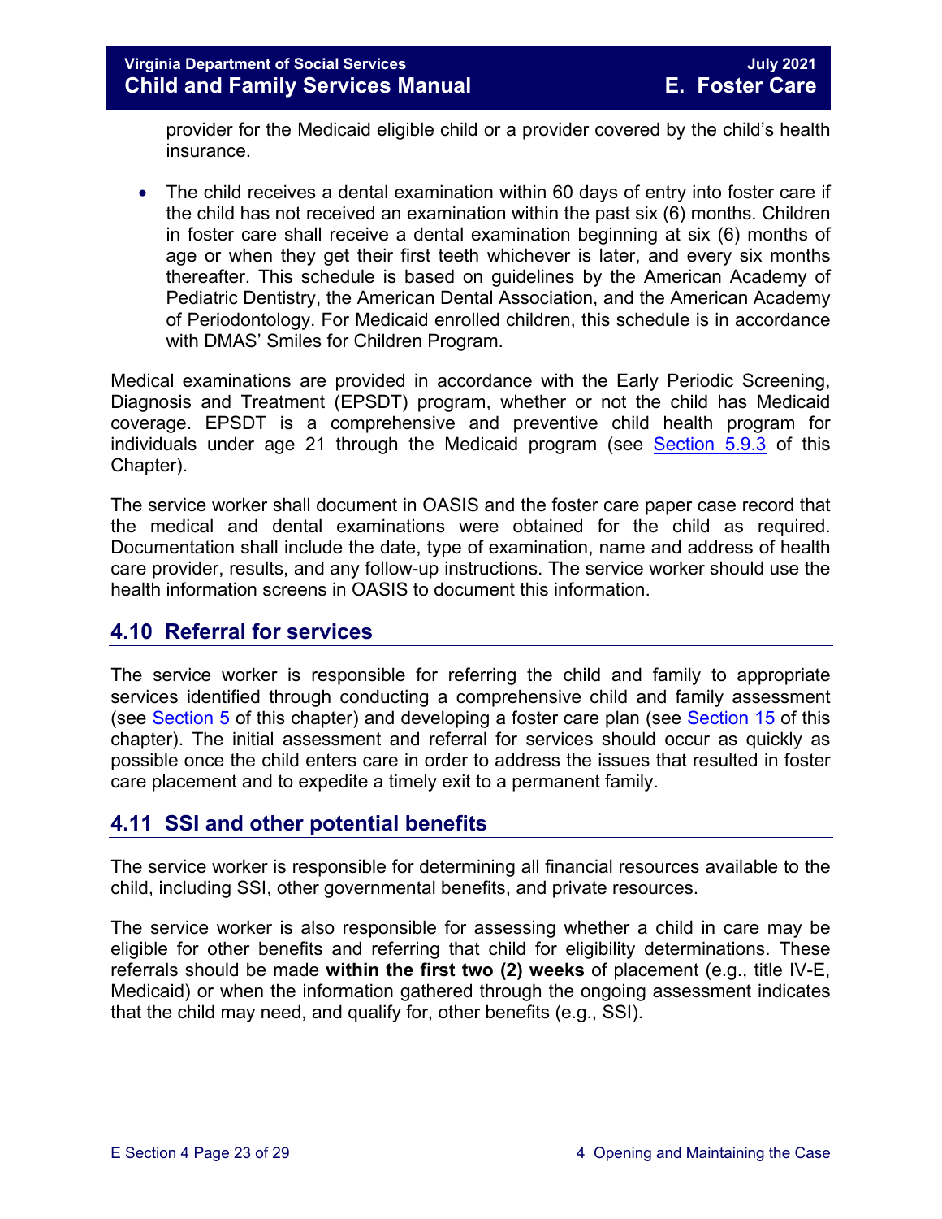provider for the Medicaid eligible child or a provider covered by the child's health insurance.

- The child receives a dental examination within 60 days of entry into foster care if the child has not received an examination within the past six (6) months. Children in foster care shall receive a dental examination beginning at six (6) months of age or when they get their first teeth whichever is later, and every six months thereafter. This schedule is based on guidelines by the American Academy of Pediatric Dentistry, the American Dental Association, and the American Academy of Periodontology. For Medicaid enrolled children, this schedule is in accordance with DMAS' Smiles for Children Program.

Medical examinations are provided in accordance with the Early Periodic Screening, Diagnosis and Treatment (EPSDT) program, whether or not the child has Medicaid coverage. EPSDT is a comprehensive and preventive child health program for individuals under age 21 through the Medicaid program (see Section 5.9.3 of this Chapter).

The service worker shall document in OASIS and the foster care paper case record that the medical and dental examinations were obtained for the child as required. Documentation shall include the date, type of examination, name and address of health care provider, results, and any follow-up instructions. The service worker should use the health information screens in OASIS to document this information.

## 4.10 Referral for services

The service worker is responsible for referring the child and family to appropriate services identified through conducting a comprehensive child and family assessment (see Section 5 of this chapter) and developing a foster care plan (see Section 15 of this chapter). The initial assessment and referral for services should occur as quickly as possible once the child enters care in order to address the issues that resulted in foster care placement and to expedite a timely exit to a permanent family.

## 4.11 SSI and other potential benefits

The service worker is responsible for determining all financial resources available to the child, including SSI, other governmental benefits, and private resources.

The service worker is also responsible for assessing whether a child in care may be eligible for other benefits and referring that child for eligibility determinations. These referrals should be made **within the first two (2) weeks** of placement (e.g., title IV-E, Medicaid) or when the information gathered through the ongoing assessment indicates that the child may need, and qualify for, other benefits (e.g., SSI).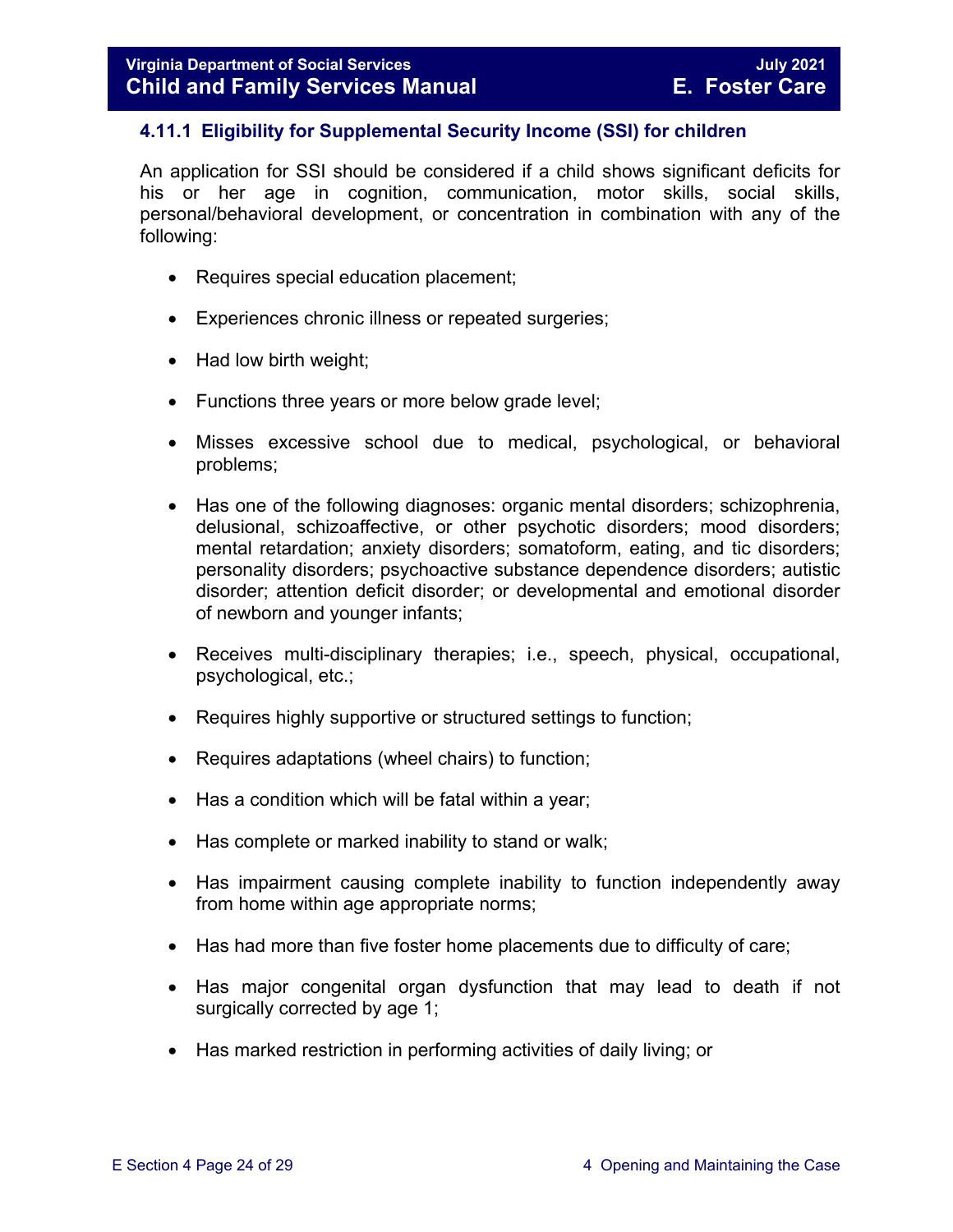### 4.11.1 Eligibility for Supplemental Security Income (SSI) for children

An application for SSI should be considered if a child shows significant deficits for his or her age in cognition, communication, motor skills, social skills, personal/behavioral development, or concentration in combination with any of the following:

- Requires special education placement;
- Experiences chronic illness or repeated surgeries;
- Had low birth weight;
- Functions three years or more below grade level;
- Misses excessive school due to medical, psychological, or behavioral problems;
- Has one of the following diagnoses: organic mental disorders; schizophrenia, delusional, schizoaffective, or other psychotic disorders; mood disorders; mental retardation; anxiety disorders; somatoform, eating, and tic disorders; personality disorders; psychoactive substance dependence disorders; autistic disorder; attention deficit disorder; or developmental and emotional disorder of newborn and younger infants;
- Receives multi-disciplinary therapies; i.e., speech, physical, occupational, psychological, etc.;
- Requires highly supportive or structured settings to function;
- Requires adaptations (wheel chairs) to function;
- Has a condition which will be fatal within a year;
- Has complete or marked inability to stand or walk;
- Has impairment causing complete inability to function independently away from home within age appropriate norms;
- Has had more than five foster home placements due to difficulty of care;
- Has major congenital organ dysfunction that may lead to death if not surgically corrected by age 1;
- Has marked restriction in performing activities of daily living; or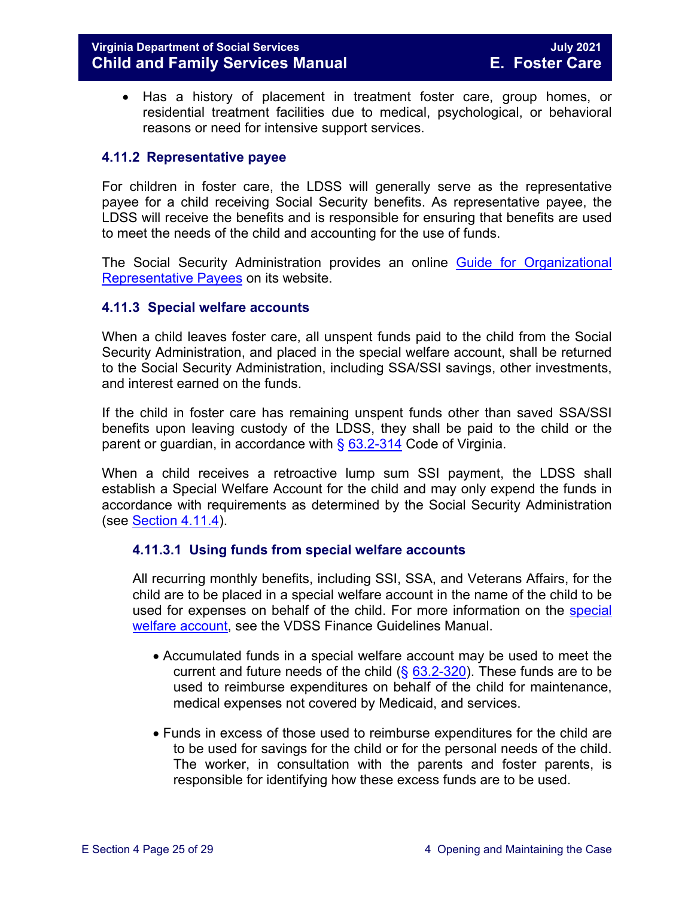- Has a history of placement in treatment foster care, group homes, or residential treatment facilities due to medical, psychological, or behavioral reasons or need for intensive support services.

### 4.11.2 Representative payee

For children in foster care, the LDSS will generally serve as the representative payee for a child receiving Social Security benefits. As representative payee, the LDSS will receive the benefits and is responsible for ensuring that benefits are used to meet the needs of the child and accounting for the use of funds.

The Social Security Administration provides an online Guide for Organizational Representative Payees on its website.

### 4.11.3 Special welfare accounts

When a child leaves foster care, all unspent funds paid to the child from the Social Security Administration, and placed in the special welfare account, shall be returned to the Social Security Administration, including SSA/SSI savings, other investments, and interest earned on the funds.

If the child in foster care has remaining unspent funds other than saved SSA/SSI benefits upon leaving custody of the LDSS, they shall be paid to the child or the parent or guardian, in accordance with § 63.2-314 Code of Virginia.

When a child receives a retroactive lump sum SSI payment, the LDSS shall establish a Special Welfare Account for the child and may only expend the funds in accordance with requirements as determined by the Social Security Administration (see Section 4.11.4).

#### 4.11.3.1 Using funds from special welfare accounts

All recurring monthly benefits, including SSI, SSA, and Veterans Affairs, for the child are to be placed in a special welfare account in the name of the child to be used for expenses on behalf of the child. For more information on the special welfare account, see the VDSS Finance Guidelines Manual.

- Accumulated funds in a special welfare account may be used to meet the current and future needs of the child (§ 63.2-320). These funds are to be used to reimburse expenditures on behalf of the child for maintenance, medical expenses not covered by Medicaid, and services.

- Funds in excess of those used to reimburse expenditures for the child are to be used for savings for the child or for the personal needs of the child. The worker, in consultation with the parents and foster parents, is responsible for identifying how these excess funds are to be used.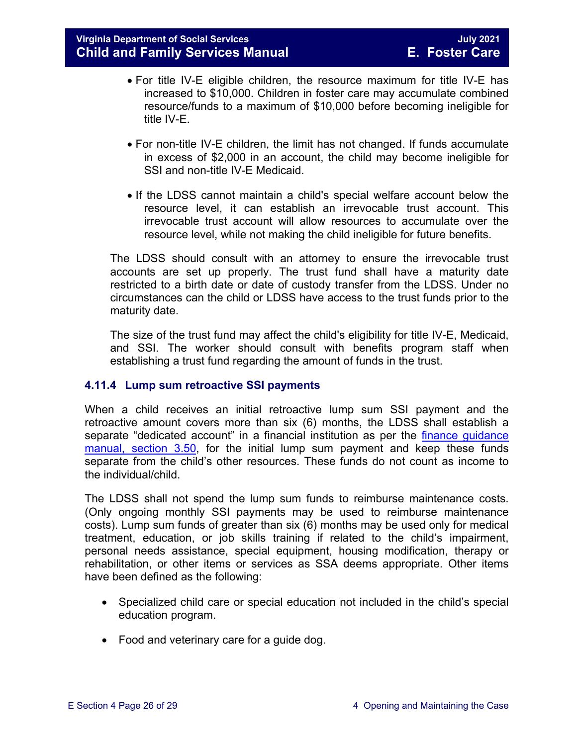- For title IV-E eligible children, the resource maximum for title IV-E has increased to $10,000. Children in foster care may accumulate combined resource/funds to a maximum of $10,000 before becoming ineligible for title IV-E.

- For non-title IV-E children, the limit has not changed. If funds accumulate in excess of $2,000 in an account, the child may become ineligible for SSI and non-title IV-E Medicaid.

- If the LDSS cannot maintain a child's special welfare account below the resource level, it can establish an irrevocable trust account. This irrevocable trust account will allow resources to accumulate over the resource level, while not making the child ineligible for future benefits.

The LDSS should consult with an attorney to ensure the irrevocable trust accounts are set up properly. The trust fund shall have a maturity date restricted to a birth date or date of custody transfer from the LDSS. Under no circumstances can the child or LDSS have access to the trust funds prior to the maturity date.

The size of the trust fund may affect the child's eligibility for title IV-E, Medicaid, and SSI. The worker should consult with benefits program staff when establishing a trust fund regarding the amount of funds in the trust.

### 4.11.4 Lump sum retroactive SSI payments

When a child receives an initial retroactive lump sum SSI payment and the retroactive amount covers more than six (6) months, the LDSS shall establish a separate "dedicated account" in a financial institution as per the finance guidance manual, section 3.50, for the initial lump sum payment and keep these funds separate from the child's other resources. These funds do not count as income to the individual/child.

The LDSS shall not spend the lump sum funds to reimburse maintenance costs. (Only ongoing monthly SSI payments may be used to reimburse maintenance costs). Lump sum funds of greater than six (6) months may be used only for medical treatment, education, or job skills training if related to the child's impairment, personal needs assistance, special equipment, housing modification, therapy or rehabilitation, or other items or services as SSA deems appropriate. Other items have been defined as the following:

- Specialized child care or special education not included in the child's special education program.

- Food and veterinary care for a guide dog.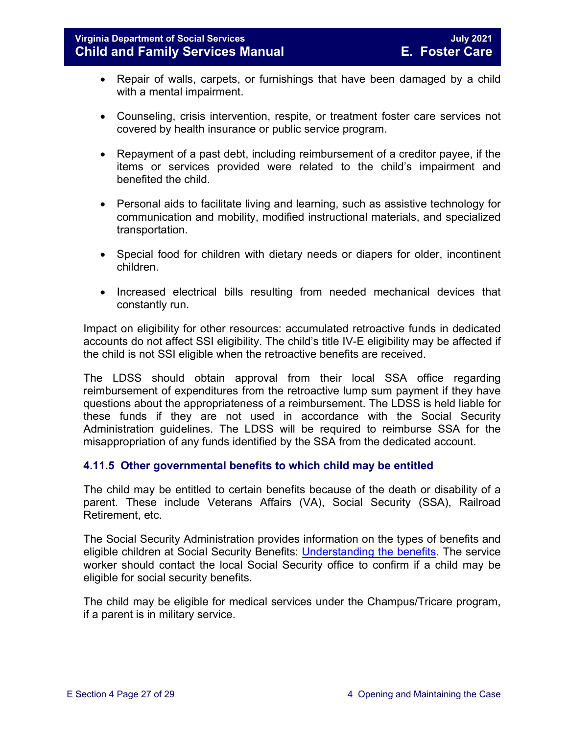- Repair of walls, carpets, or furnishings that have been damaged by a child with a mental impairment.

- Counseling, crisis intervention, respite, or treatment foster care services not covered by health insurance or public service program.

- Repayment of a past debt, including reimbursement of a creditor payee, if the items or services provided were related to the child's impairment and benefited the child.

- Personal aids to facilitate living and learning, such as assistive technology for communication and mobility, modified instructional materials, and specialized transportation.

- Special food for children with dietary needs or diapers for older, incontinent children.

- Increased electrical bills resulting from needed mechanical devices that constantly run.

Impact on eligibility for other resources: accumulated retroactive funds in dedicated accounts do not affect SSI eligibility. The child's title IV-E eligibility may be affected if the child is not SSI eligible when the retroactive benefits are received.

The LDSS should obtain approval from their local SSA office regarding reimbursement of expenditures from the retroactive lump sum payment if they have questions about the appropriateness of a reimbursement. The LDSS is held liable for these funds if they are not used in accordance with the Social Security Administration guidelines. The LDSS will be required to reimburse SSA for the misappropriation of any funds identified by the SSA from the dedicated account.

### 4.11.5 Other governmental benefits to which child may be entitled

The child may be entitled to certain benefits because of the death or disability of a parent. These include Veterans Affairs (VA), Social Security (SSA), Railroad Retirement, etc.

The Social Security Administration provides information on the types of benefits and eligible children at Social Security Benefits: Understanding the benefits. The service worker should contact the local Social Security office to confirm if a child may be eligible for social security benefits.

The child may be eligible for medical services under the Champus/Tricare program, if a parent is in military service.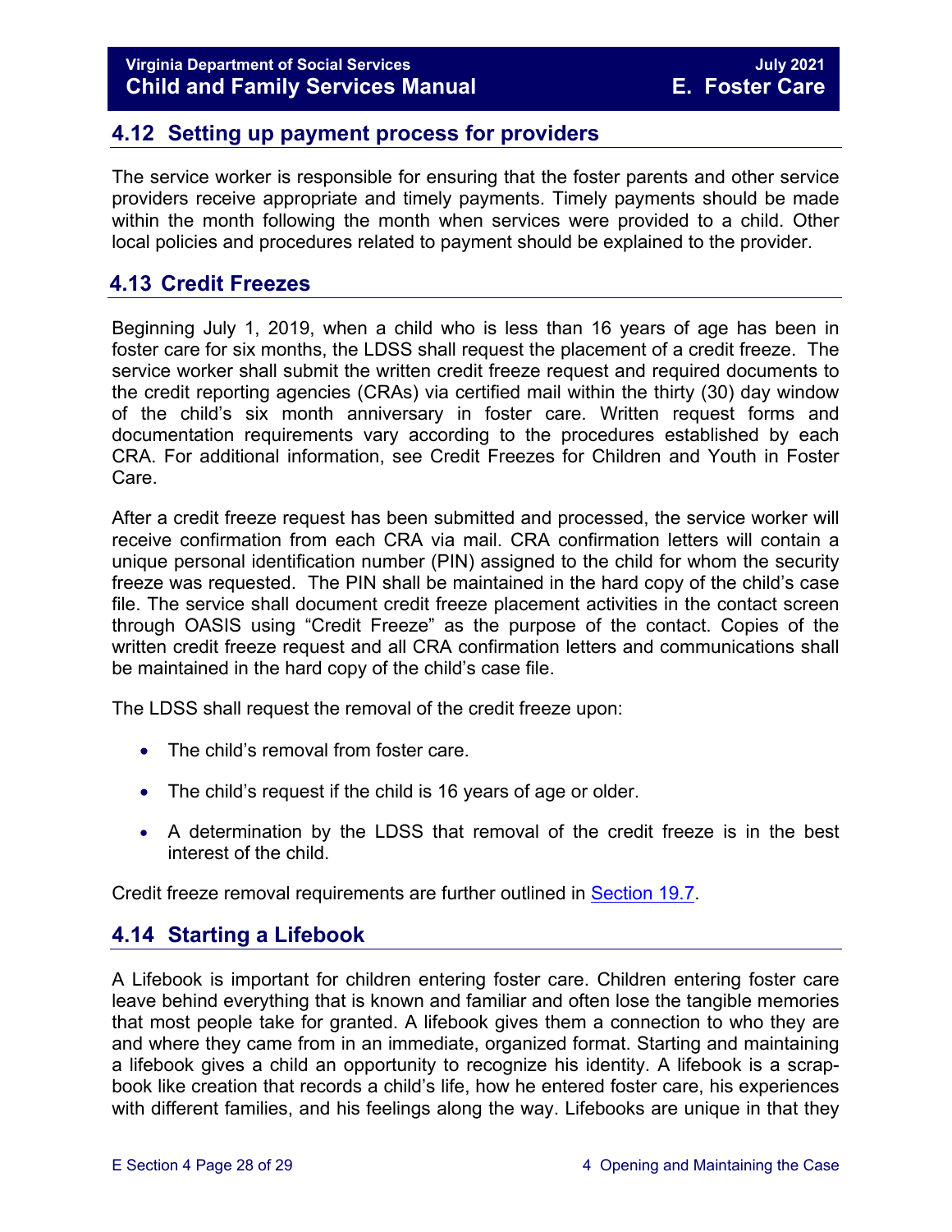## 4.12 Setting up payment process for providers

The service worker is responsible for ensuring that the foster parents and other service providers receive appropriate and timely payments. Timely payments should be made within the month following the month when services were provided to a child. Other local policies and procedures related to payment should be explained to the provider.

## 4.13 Credit Freezes

Beginning July 1, 2019, when a child who is less than 16 years of age has been in foster care for six months, the LDSS shall request the placement of a credit freeze. The service worker shall submit the written credit freeze request and required documents to the credit reporting agencies (CRAs) via certified mail within the thirty (30) day window of the child's six month anniversary in foster care. Written request forms and documentation requirements vary according to the procedures established by each CRA. For additional information, see Credit Freezes for Children and Youth in Foster Care.

After a credit freeze request has been submitted and processed, the service worker will receive confirmation from each CRA via mail. CRA confirmation letters will contain a unique personal identification number (PIN) assigned to the child for whom the security freeze was requested. The PIN shall be maintained in the hard copy of the child's case file. The service shall document credit freeze placement activities in the contact screen through OASIS using "Credit Freeze" as the purpose of the contact. Copies of the written credit freeze request and all CRA confirmation letters and communications shall be maintained in the hard copy of the child's case file.

The LDSS shall request the removal of the credit freeze upon:

- The child's removal from foster care.
- The child's request if the child is 16 years of age or older.
- A determination by the LDSS that removal of the credit freeze is in the best interest of the child.

Credit freeze removal requirements are further outlined in Section 19.7.

## 4.14 Starting a Lifebook

A Lifebook is important for children entering foster care. Children entering foster care leave behind everything that is known and familiar and often lose the tangible memories that most people take for granted. A lifebook gives them a connection to who they are and where they came from in an immediate, organized format. Starting and maintaining a lifebook gives a child an opportunity to recognize his identity. A lifebook is a scrap-book like creation that records a child's life, how he entered foster care, his experiences with different families, and his feelings along the way. Lifebooks are unique in that they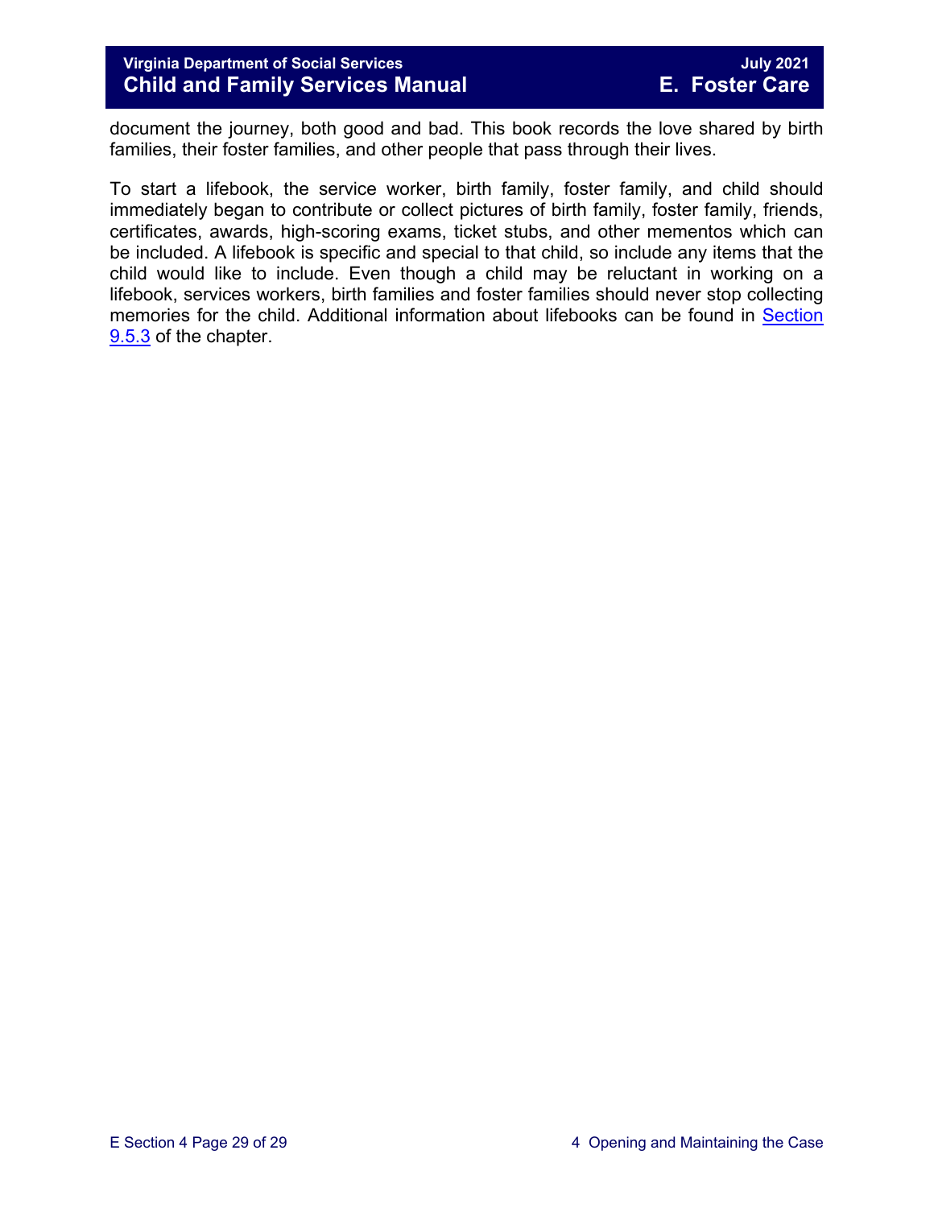document the journey, both good and bad. This book records the love shared by birth families, their foster families, and other people that pass through their lives.

To start a lifebook, the service worker, birth family, foster family, and child should immediately began to contribute or collect pictures of birth family, foster family, friends, certificates, awards, high-scoring exams, ticket stubs, and other mementos which can be included. A lifebook is specific and special to that child, so include any items that the child would like to include. Even though a child may be reluctant in working on a lifebook, services workers, birth families and foster families should never stop collecting memories for the child. Additional information about lifebooks can be found in Section 9.5.3 of the chapter.